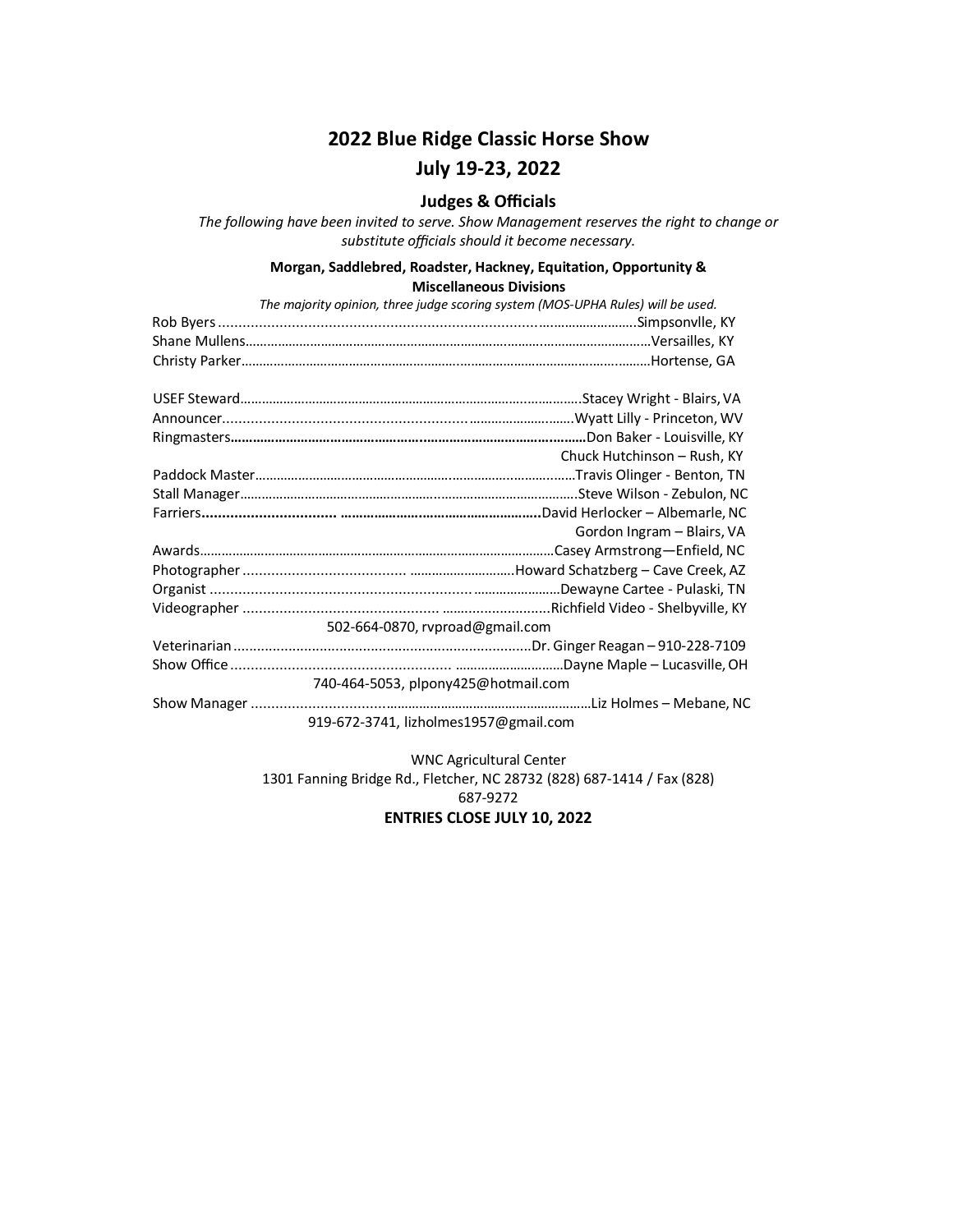# 2022 Blue Ridge Classic Horse Show

## July 19-23, 2022

### Judges & Officials

*The following have been invited to serve. Show Management reserves the right to change or substitute officials should it become necessary.*

**Morgan, Saddlebred, Roadster, Hackney, Equitation, Opportunity & Miscellaneous Divisions**

*The majority opinion, three judge scoring system (MOS-UPHA Rules) will be used.*

Rob Byers ............................................................................................Simpsonvlle, KY
Shane Mullens.........................................................................................Versailles, KY
Christy Parker.........................................................................................Hortense, GA

USEF Steward..........................................................................Stacey Wright - Blairs, VA
Announcer...............................................................................Wyatt Lilly - Princeton, WV
Ringmasters..............................................................................Don Baker - Louisville, KY
Chuck Hutchinson – Rush, KY
Paddock Master.......................................................................Travis Olinger - Benton, TN
Stall Manager...........................................................................Steve Wilson - Zebulon, NC
Farriers..............................................................................David Herlocker – Albemarle, NC
Gordon Ingram – Blairs, VA
Awards....................................................................................Casey Armstrong—Enfield, NC
Photographer .......................................................................Howard Schatzberg – Cave Creek, AZ
Organist ..................................................................................Dewayne Cartee - Pulaski, TN
Videographer ........................................................................Richfield Video - Shelbyville, KY
502-664-0870, rvproad@gmail.com
Veterinarian............................................................................Dr. Ginger Reagan – 910-228-7109
Show Office .............................................................................Dayne Maple – Lucasville, OH
740-464-5053, plpony425@hotmail.com
Show Manager ........................................................................Liz Holmes – Mebane, NC
919-672-3741, lizholmes1957@gmail.com

WNC Agricultural Center
1301 Fanning Bridge Rd., Fletcher, NC 28732 (828) 687-1414 / Fax (828) 687-9272

**ENTRIES CLOSE JULY 10, 2022**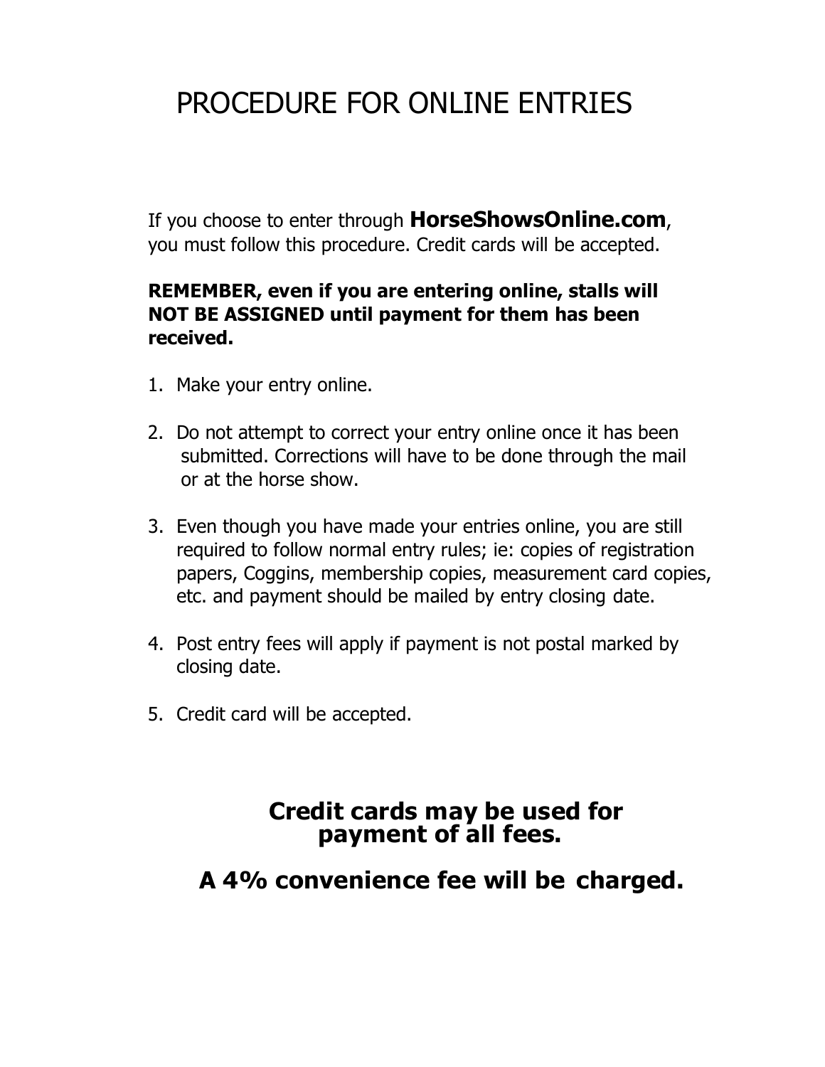# PROCEDURE FOR ONLINE ENTRIES

If you choose to enter through **HorseShowsOnline.com**, you must follow this procedure. Credit cards will be accepted.

**REMEMBER, even if you are entering online, stalls will NOT BE ASSIGNED until payment for them has been received.**

1. Make your entry online.
2. Do not attempt to correct your entry online once it has been submitted. Corrections will have to be done through the mail or at the horse show.
3. Even though you have made your entries online, you are still required to follow normal entry rules; ie: copies of registration papers, Coggins, membership copies, measurement card copies, etc. and payment should be mailed by entry closing date.
4. Post entry fees will apply if payment is not postal marked by closing date.
5. Credit card will be accepted.

**Credit cards may be used for payment of all fees.**

**A 4% convenience fee will be charged.**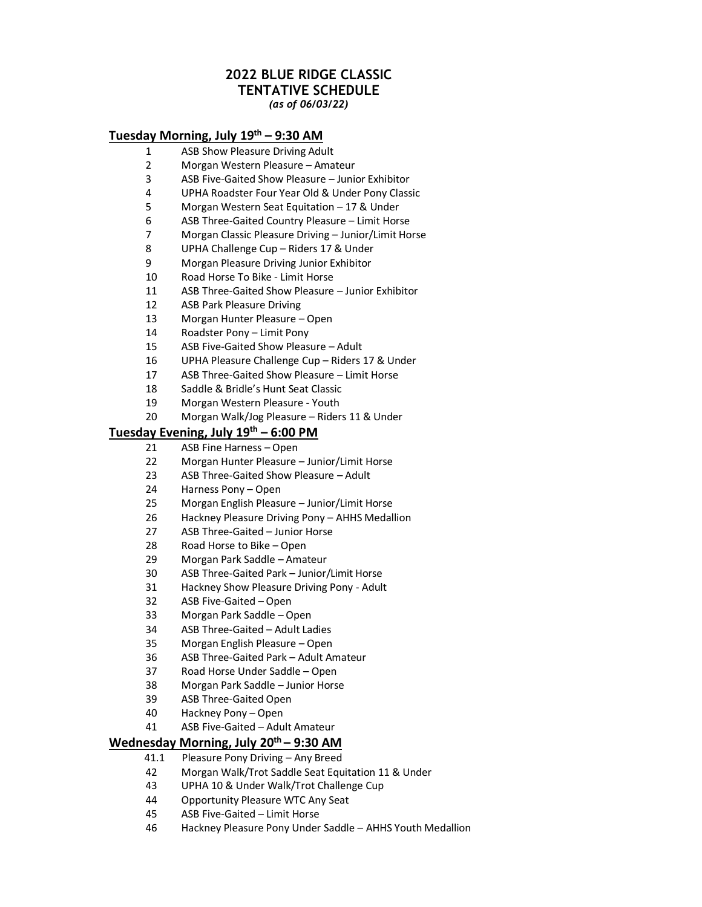# 2022 BLUE RIDGE CLASSIC
# TENTATIVE SCHEDULE
*(as of 06/03/22)*

## Tuesday Morning, July 19th – 9:30 AM

1 ASB Show Pleasure Driving Adult
2 Morgan Western Pleasure – Amateur
3 ASB Five-Gaited Show Pleasure – Junior Exhibitor
4 UPHA Roadster Four Year Old & Under Pony Classic
5 Morgan Western Seat Equitation – 17 & Under
6 ASB Three-Gaited Country Pleasure – Limit Horse
7 Morgan Classic Pleasure Driving – Junior/Limit Horse
8 UPHA Challenge Cup – Riders 17 & Under
9 Morgan Pleasure Driving Junior Exhibitor
10 Road Horse To Bike - Limit Horse
11 ASB Three-Gaited Show Pleasure – Junior Exhibitor
12 ASB Park Pleasure Driving
13 Morgan Hunter Pleasure – Open
14 Roadster Pony – Limit Pony
15 ASB Five-Gaited Show Pleasure – Adult
16 UPHA Pleasure Challenge Cup – Riders 17 & Under
17 ASB Three-Gaited Show Pleasure – Limit Horse
18 Saddle & Bridle's Hunt Seat Classic
19 Morgan Western Pleasure - Youth
20 Morgan Walk/Jog Pleasure – Riders 11 & Under

## Tuesday Evening, July 19th – 6:00 PM

21 ASB Fine Harness – Open
22 Morgan Hunter Pleasure – Junior/Limit Horse
23 ASB Three-Gaited Show Pleasure – Adult
24 Harness Pony – Open
25 Morgan English Pleasure – Junior/Limit Horse
26 Hackney Pleasure Driving Pony – AHHS Medallion
27 ASB Three-Gaited – Junior Horse
28 Road Horse to Bike – Open
29 Morgan Park Saddle – Amateur
30 ASB Three-Gaited Park – Junior/Limit Horse
31 Hackney Show Pleasure Driving Pony - Adult
32 ASB Five-Gaited – Open
33 Morgan Park Saddle – Open
34 ASB Three-Gaited – Adult Ladies
35 Morgan English Pleasure – Open
36 ASB Three-Gaited Park – Adult Amateur
37 Road Horse Under Saddle – Open
38 Morgan Park Saddle – Junior Horse
39 ASB Three-Gaited Open
40 Hackney Pony – Open
41 ASB Five-Gaited – Adult Amateur

## Wednesday Morning, July 20th – 9:30 AM

41.1 Pleasure Pony Driving – Any Breed
42 Morgan Walk/Trot Saddle Seat Equitation 11 & Under
43 UPHA 10 & Under Walk/Trot Challenge Cup
44 Opportunity Pleasure WTC Any Seat
45 ASB Five-Gaited – Limit Horse
46 Hackney Pleasure Pony Under Saddle – AHHS Youth Medallion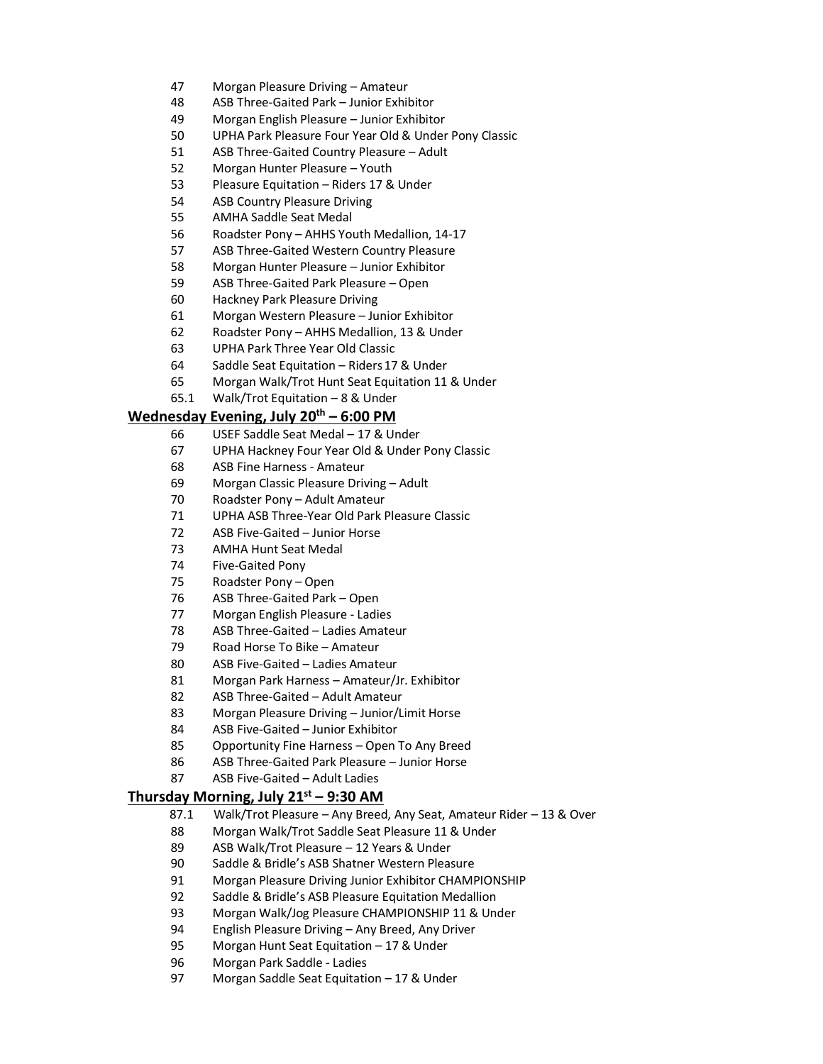47 Morgan Pleasure Driving – Amateur
48 ASB Three-Gaited Park – Junior Exhibitor
49 Morgan English Pleasure – Junior Exhibitor
50 UPHA Park Pleasure Four Year Old & Under Pony Classic
51 ASB Three-Gaited Country Pleasure – Adult
52 Morgan Hunter Pleasure – Youth
53 Pleasure Equitation – Riders 17 & Under
54 ASB Country Pleasure Driving
55 AMHA Saddle Seat Medal
56 Roadster Pony – AHHS Youth Medallion, 14-17
57 ASB Three-Gaited Western Country Pleasure
58 Morgan Hunter Pleasure – Junior Exhibitor
59 ASB Three-Gaited Park Pleasure – Open
60 Hackney Park Pleasure Driving
61 Morgan Western Pleasure – Junior Exhibitor
62 Roadster Pony – AHHS Medallion, 13 & Under
63 UPHA Park Three Year Old Classic
64 Saddle Seat Equitation – Riders 17 & Under
65 Morgan Walk/Trot Hunt Seat Equitation 11 & Under
65.1 Walk/Trot Equitation – 8 & Under

## Wednesday Evening, July 20th – 6:00 PM

66 USEF Saddle Seat Medal – 17 & Under
67 UPHA Hackney Four Year Old & Under Pony Classic
68 ASB Fine Harness - Amateur
69 Morgan Classic Pleasure Driving – Adult
70 Roadster Pony – Adult Amateur
71 UPHA ASB Three-Year Old Park Pleasure Classic
72 ASB Five-Gaited – Junior Horse
73 AMHA Hunt Seat Medal
74 Five-Gaited Pony
75 Roadster Pony – Open
76 ASB Three-Gaited Park – Open
77 Morgan English Pleasure - Ladies
78 ASB Three-Gaited – Ladies Amateur
79 Road Horse To Bike – Amateur
80 ASB Five-Gaited – Ladies Amateur
81 Morgan Park Harness – Amateur/Jr. Exhibitor
82 ASB Three-Gaited – Adult Amateur
83 Morgan Pleasure Driving – Junior/Limit Horse
84 ASB Five-Gaited – Junior Exhibitor
85 Opportunity Fine Harness – Open To Any Breed
86 ASB Three-Gaited Park Pleasure – Junior Horse
87 ASB Five-Gaited – Adult Ladies

## Thursday Morning, July 21st – 9:30 AM

87.1 Walk/Trot Pleasure – Any Breed, Any Seat, Amateur Rider – 13 & Over
88 Morgan Walk/Trot Saddle Seat Pleasure 11 & Under
89 ASB Walk/Trot Pleasure – 12 Years & Under
90 Saddle & Bridle's ASB Shatner Western Pleasure
91 Morgan Pleasure Driving Junior Exhibitor CHAMPIONSHIP
92 Saddle & Bridle's ASB Pleasure Equitation Medallion
93 Morgan Walk/Jog Pleasure CHAMPIONSHIP 11 & Under
94 English Pleasure Driving – Any Breed, Any Driver
95 Morgan Hunt Seat Equitation – 17 & Under
96 Morgan Park Saddle - Ladies
97 Morgan Saddle Seat Equitation – 17 & Under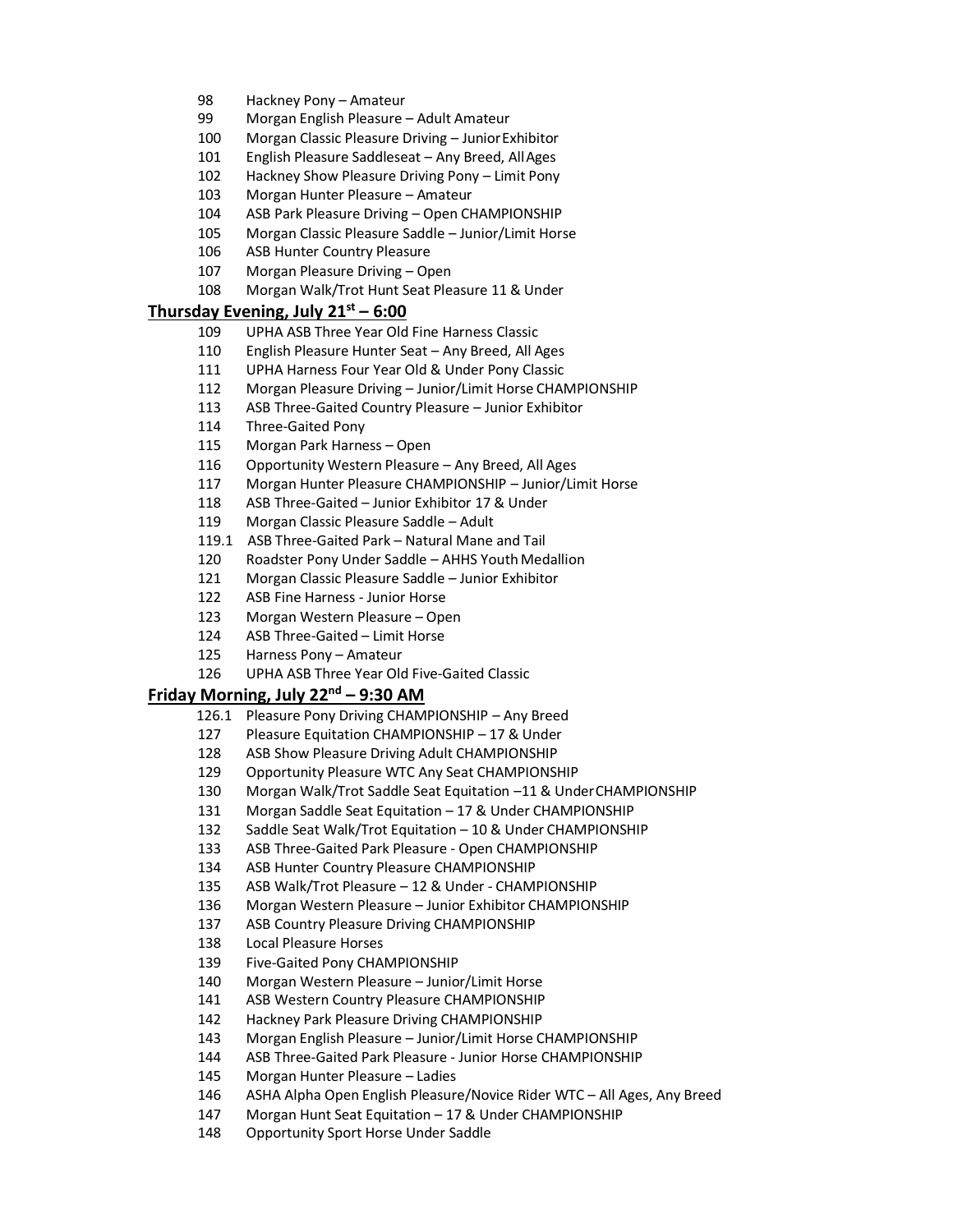98 Hackney Pony – Amateur
99 Morgan English Pleasure – Adult Amateur
100 Morgan Classic Pleasure Driving – Junior Exhibitor
101 English Pleasure Saddleseat – Any Breed, All Ages
102 Hackney Show Pleasure Driving Pony – Limit Pony
103 Morgan Hunter Pleasure – Amateur
104 ASB Park Pleasure Driving – Open CHAMPIONSHIP
105 Morgan Classic Pleasure Saddle – Junior/Limit Horse
106 ASB Hunter Country Pleasure
107 Morgan Pleasure Driving – Open
108 Morgan Walk/Trot Hunt Seat Pleasure 11 & Under

**Thursday Evening, July 21st – 6:00**

109 UPHA ASB Three Year Old Fine Harness Classic
110 English Pleasure Hunter Seat – Any Breed, All Ages
111 UPHA Harness Four Year Old & Under Pony Classic
112 Morgan Pleasure Driving – Junior/Limit Horse CHAMPIONSHIP
113 ASB Three-Gaited Country Pleasure – Junior Exhibitor
114 Three-Gaited Pony
115 Morgan Park Harness – Open
116 Opportunity Western Pleasure – Any Breed, All Ages
117 Morgan Hunter Pleasure CHAMPIONSHIP – Junior/Limit Horse
118 ASB Three-Gaited – Junior Exhibitor 17 & Under
119 Morgan Classic Pleasure Saddle – Adult
119.1 ASB Three-Gaited Park – Natural Mane and Tail
120 Roadster Pony Under Saddle – AHHS Youth Medallion
121 Morgan Classic Pleasure Saddle – Junior Exhibitor
122 ASB Fine Harness - Junior Horse
123 Morgan Western Pleasure – Open
124 ASB Three-Gaited – Limit Horse
125 Harness Pony – Amateur
126 UPHA ASB Three Year Old Five-Gaited Classic

**Friday Morning, July 22nd – 9:30 AM**

126.1 Pleasure Pony Driving CHAMPIONSHIP – Any Breed
127 Pleasure Equitation CHAMPIONSHIP – 17 & Under
128 ASB Show Pleasure Driving Adult CHAMPIONSHIP
129 Opportunity Pleasure WTC Any Seat CHAMPIONSHIP
130 Morgan Walk/Trot Saddle Seat Equitation –11 & Under CHAMPIONSHIP
131 Morgan Saddle Seat Equitation – 17 & Under CHAMPIONSHIP
132 Saddle Seat Walk/Trot Equitation – 10 & Under CHAMPIONSHIP
133 ASB Three-Gaited Park Pleasure - Open CHAMPIONSHIP
134 ASB Hunter Country Pleasure CHAMPIONSHIP
135 ASB Walk/Trot Pleasure – 12 & Under - CHAMPIONSHIP
136 Morgan Western Pleasure – Junior Exhibitor CHAMPIONSHIP
137 ASB Country Pleasure Driving CHAMPIONSHIP
138 Local Pleasure Horses
139 Five-Gaited Pony CHAMPIONSHIP
140 Morgan Western Pleasure – Junior/Limit Horse
141 ASB Western Country Pleasure CHAMPIONSHIP
142 Hackney Park Pleasure Driving CHAMPIONSHIP
143 Morgan English Pleasure – Junior/Limit Horse CHAMPIONSHIP
144 ASB Three-Gaited Park Pleasure - Junior Horse CHAMPIONSHIP
145 Morgan Hunter Pleasure – Ladies
146 ASHA Alpha Open English Pleasure/Novice Rider WTC – All Ages, Any Breed
147 Morgan Hunt Seat Equitation – 17 & Under CHAMPIONSHIP
148 Opportunity Sport Horse Under Saddle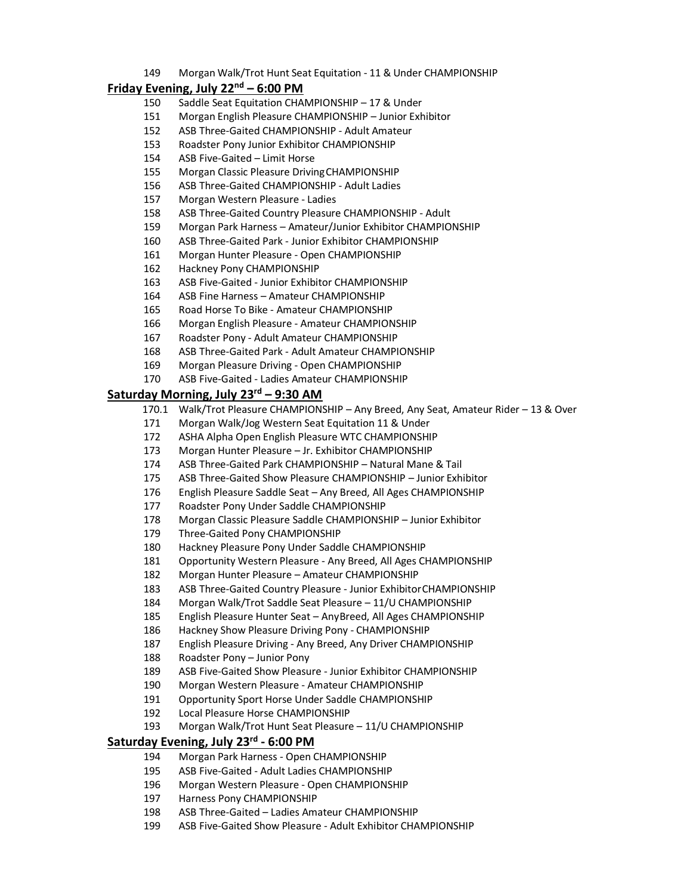149 Morgan Walk/Trot Hunt Seat Equitation - 11 & Under CHAMPIONSHIP

## Friday Evening, July 22nd – 6:00 PM

150 Saddle Seat Equitation CHAMPIONSHIP – 17 & Under
151 Morgan English Pleasure CHAMPIONSHIP – Junior Exhibitor
152 ASB Three-Gaited CHAMPIONSHIP - Adult Amateur
153 Roadster Pony Junior Exhibitor CHAMPIONSHIP
154 ASB Five-Gaited – Limit Horse
155 Morgan Classic Pleasure Driving CHAMPIONSHIP
156 ASB Three-Gaited CHAMPIONSHIP - Adult Ladies
157 Morgan Western Pleasure - Ladies
158 ASB Three-Gaited Country Pleasure CHAMPIONSHIP - Adult
159 Morgan Park Harness – Amateur/Junior Exhibitor CHAMPIONSHIP
160 ASB Three-Gaited Park - Junior Exhibitor CHAMPIONSHIP
161 Morgan Hunter Pleasure - Open CHAMPIONSHIP
162 Hackney Pony CHAMPIONSHIP
163 ASB Five-Gaited - Junior Exhibitor CHAMPIONSHIP
164 ASB Fine Harness – Amateur CHAMPIONSHIP
165 Road Horse To Bike - Amateur CHAMPIONSHIP
166 Morgan English Pleasure - Amateur CHAMPIONSHIP
167 Roadster Pony - Adult Amateur CHAMPIONSHIP
168 ASB Three-Gaited Park - Adult Amateur CHAMPIONSHIP
169 Morgan Pleasure Driving - Open CHAMPIONSHIP
170 ASB Five-Gaited - Ladies Amateur CHAMPIONSHIP

## Saturday Morning, July 23rd – 9:30 AM

170.1 Walk/Trot Pleasure CHAMPIONSHIP – Any Breed, Any Seat, Amateur Rider – 13 & Over
171 Morgan Walk/Jog Western Seat Equitation 11 & Under
172 ASHA Alpha Open English Pleasure WTC CHAMPIONSHIP
173 Morgan Hunter Pleasure – Jr. Exhibitor CHAMPIONSHIP
174 ASB Three-Gaited Park CHAMPIONSHIP – Natural Mane & Tail
175 ASB Three-Gaited Show Pleasure CHAMPIONSHIP – Junior Exhibitor
176 English Pleasure Saddle Seat – Any Breed, All Ages CHAMPIONSHIP
177 Roadster Pony Under Saddle CHAMPIONSHIP
178 Morgan Classic Pleasure Saddle CHAMPIONSHIP – Junior Exhibitor
179 Three-Gaited Pony CHAMPIONSHIP
180 Hackney Pleasure Pony Under Saddle CHAMPIONSHIP
181 Opportunity Western Pleasure - Any Breed, All Ages CHAMPIONSHIP
182 Morgan Hunter Pleasure – Amateur CHAMPIONSHIP
183 ASB Three-Gaited Country Pleasure - Junior Exhibitor CHAMPIONSHIP
184 Morgan Walk/Trot Saddle Seat Pleasure – 11/U CHAMPIONSHIP
185 English Pleasure Hunter Seat – Any Breed, All Ages CHAMPIONSHIP
186 Hackney Show Pleasure Driving Pony - CHAMPIONSHIP
187 English Pleasure Driving - Any Breed, Any Driver CHAMPIONSHIP
188 Roadster Pony – Junior Pony
189 ASB Five-Gaited Show Pleasure - Junior Exhibitor CHAMPIONSHIP
190 Morgan Western Pleasure - Amateur CHAMPIONSHIP
191 Opportunity Sport Horse Under Saddle CHAMPIONSHIP
192 Local Pleasure Horse CHAMPIONSHIP
193 Morgan Walk/Trot Hunt Seat Pleasure – 11/U CHAMPIONSHIP

## Saturday Evening, July 23rd - 6:00 PM

194 Morgan Park Harness - Open CHAMPIONSHIP
195 ASB Five-Gaited - Adult Ladies CHAMPIONSHIP
196 Morgan Western Pleasure - Open CHAMPIONSHIP
197 Harness Pony CHAMPIONSHIP
198 ASB Three-Gaited – Ladies Amateur CHAMPIONSHIP
199 ASB Five-Gaited Show Pleasure - Adult Exhibitor CHAMPIONSHIP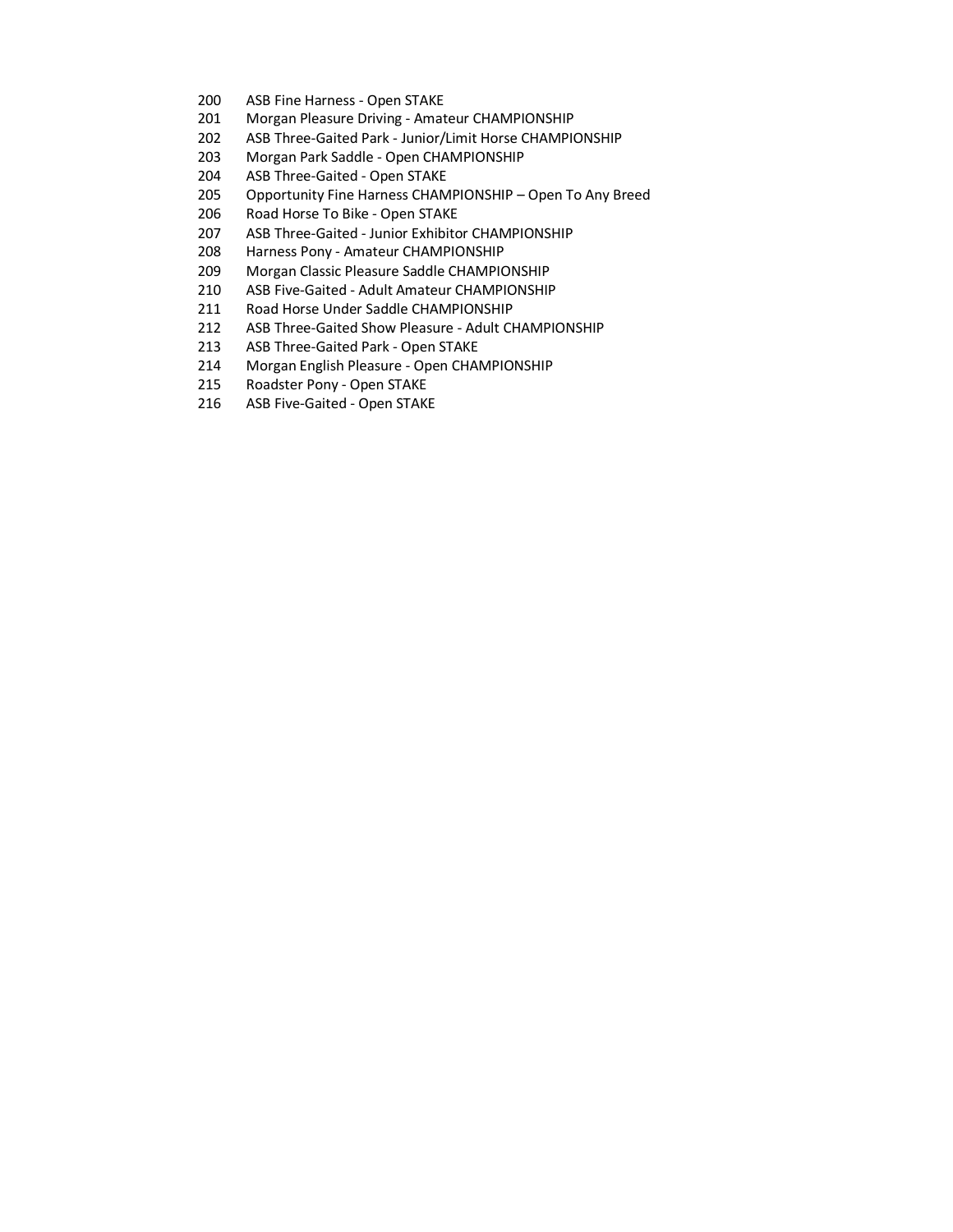200 ASB Fine Harness - Open STAKE
201 Morgan Pleasure Driving - Amateur CHAMPIONSHIP
202 ASB Three-Gaited Park - Junior/Limit Horse CHAMPIONSHIP
203 Morgan Park Saddle - Open CHAMPIONSHIP
204 ASB Three-Gaited - Open STAKE
205 Opportunity Fine Harness CHAMPIONSHIP – Open To Any Breed
206 Road Horse To Bike - Open STAKE
207 ASB Three-Gaited - Junior Exhibitor CHAMPIONSHIP
208 Harness Pony - Amateur CHAMPIONSHIP
209 Morgan Classic Pleasure Saddle CHAMPIONSHIP
210 ASB Five-Gaited - Adult Amateur CHAMPIONSHIP
211 Road Horse Under Saddle CHAMPIONSHIP
212 ASB Three-Gaited Show Pleasure - Adult CHAMPIONSHIP
213 ASB Three-Gaited Park - Open STAKE
214 Morgan English Pleasure - Open CHAMPIONSHIP
215 Roadster Pony - Open STAKE
216 ASB Five-Gaited - Open STAKE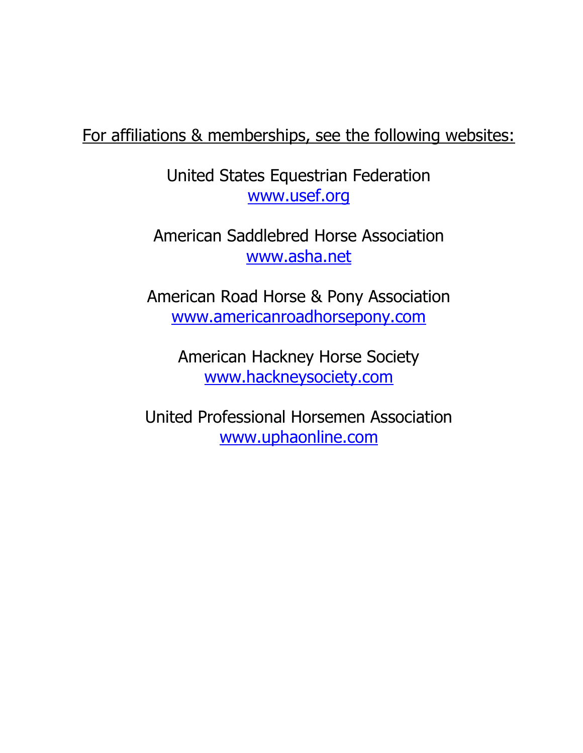For affiliations & memberships, see the following websites:

United States Equestrian Federation
www.usef.org

American Saddlebred Horse Association
www.asha.net

American Road Horse & Pony Association
www.americanroadhorsepony.com

American Hackney Horse Society
www.hackneysociety.com

United Professional Horsemen Association
www.uphaonline.com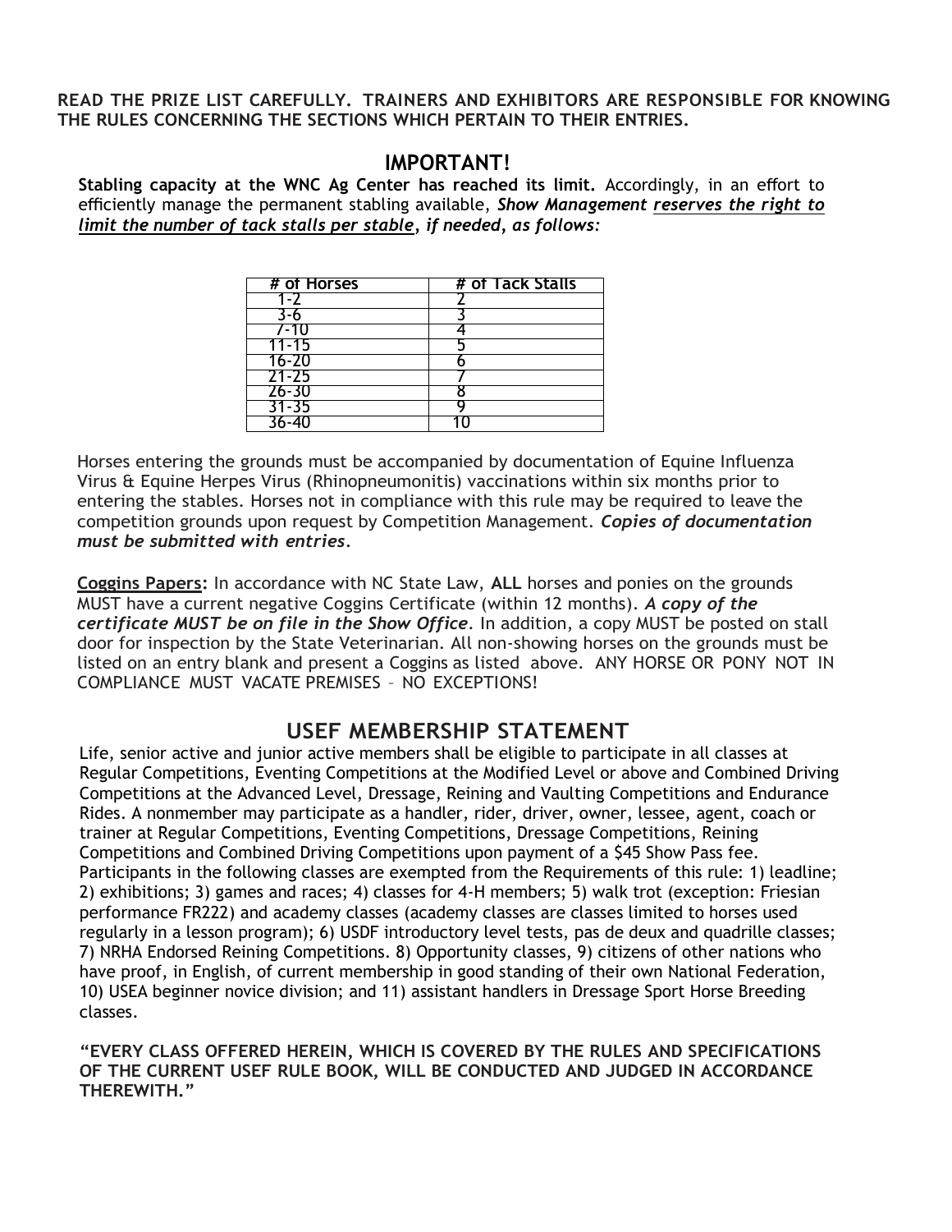**READ THE PRIZE LIST CAREFULLY. TRAINERS AND EXHIBITORS ARE RESPONSIBLE FOR KNOWING THE RULES CONCERNING THE SECTIONS WHICH PERTAIN TO THEIR ENTRIES.**

## IMPORTANT!

**Stabling capacity at the WNC Ag Center has reached its limit.** Accordingly, in an effort to efficiently manage the permanent stabling available, ***Show Management <u>reserves the right to limit the number of tack stalls per stable</u>, if needed, as follows:***

| # of Horses | # of Tack Stalls |
|---|---|
| 1-2 | 2 |
| 3-6 | 3 |
| 7-10 | 4 |
| 11-15 | 5 |
| 16-20 | 6 |
| 21-25 | 7 |
| 26-30 | 8 |
| 31-35 | 9 |
| 36-40 | 10 |

Horses entering the grounds must be accompanied by documentation of Equine Influenza Virus & Equine Herpes Virus (Rhinopneumonitis) vaccinations within six months prior to entering the stables. Horses not in compliance with this rule may be required to leave the competition grounds upon request by Competition Management. ***Copies of documentation must be submitted with entries***.

**<u>Coggins Papers</u>:** In accordance with NC State Law, **ALL** horses and ponies on the grounds MUST have a current negative Coggins Certificate (within 12 months). ***A copy of the certificate MUST be on file in the Show Office***. In addition, a copy MUST be posted on stall door for inspection by the State Veterinarian. All non-showing horses on the grounds must be listed on an entry blank and present a Coggins as listed above. ANY HORSE OR PONY NOT IN COMPLIANCE MUST VACATE PREMISES – NO EXCEPTIONS!

## USEF MEMBERSHIP STATEMENT

Life, senior active and junior active members shall be eligible to participate in all classes at Regular Competitions, Eventing Competitions at the Modified Level or above and Combined Driving Competitions at the Advanced Level, Dressage, Reining and Vaulting Competitions and Endurance Rides. A nonmember may participate as a handler, rider, driver, owner, lessee, agent, coach or trainer at Regular Competitions, Eventing Competitions, Dressage Competitions, Reining Competitions and Combined Driving Competitions upon payment of a $45 Show Pass fee. Participants in the following classes are exempted from the Requirements of this rule: 1) leadline; 2) exhibitions; 3) games and races; 4) classes for 4-H members; 5) walk trot (exception: Friesian performance FR222) and academy classes (academy classes are classes limited to horses used regularly in a lesson program); 6) USDF introductory level tests, pas de deux and quadrille classes; 7) NRHA Endorsed Reining Competitions. 8) Opportunity classes, 9) citizens of other nations who have proof, in English, of current membership in good standing of their own National Federation, 10) USEA beginner novice division; and 11) assistant handlers in Dressage Sport Horse Breeding classes.

**"EVERY CLASS OFFERED HEREIN, WHICH IS COVERED BY THE RULES AND SPECIFICATIONS OF THE CURRENT USEF RULE BOOK, WILL BE CONDUCTED AND JUDGED IN ACCORDANCE THEREWITH."**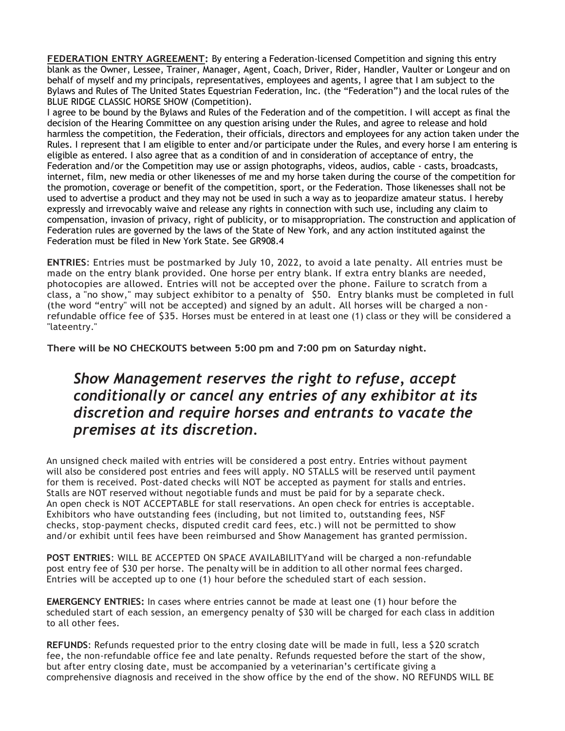**FEDERATION ENTRY AGREEMENT:** By entering a Federation-licensed Competition and signing this entry blank as the Owner, Lessee, Trainer, Manager, Agent, Coach, Driver, Rider, Handler, Vaulter or Longeur and on behalf of myself and my principals, representatives, employees and agents, I agree that I am subject to the Bylaws and Rules of The United States Equestrian Federation, Inc. (the "Federation") and the local rules of the BLUE RIDGE CLASSIC HORSE SHOW (Competition).

I agree to be bound by the Bylaws and Rules of the Federation and of the competition. I will accept as final the decision of the Hearing Committee on any question arising under the Rules, and agree to release and hold harmless the competition, the Federation, their officials, directors and employees for any action taken under the Rules. I represent that I am eligible to enter and/or participate under the Rules, and every horse I am entering is eligible as entered. I also agree that as a condition of and in consideration of acceptance of entry, the Federation and/or the Competition may use or assign photographs, videos, audios, cable - casts, broadcasts, internet, film, new media or other likenesses of me and my horse taken during the course of the competition for the promotion, coverage or benefit of the competition, sport, or the Federation. Those likenesses shall not be used to advertise a product and they may not be used in such a way as to jeopardize amateur status. I hereby expressly and irrevocably waive and release any rights in connection with such use, including any claim to compensation, invasion of privacy, right of publicity, or to misappropriation. The construction and application of Federation rules are governed by the laws of the State of New York, and any action instituted against the Federation must be filed in New York State. See GR908.4

**ENTRIES**: Entries must be postmarked by July 10, 2022, to avoid a late penalty. All entries must be made on the entry blank provided. One horse per entry blank. If extra entry blanks are needed, photocopies are allowed. Entries will not be accepted over the phone. Failure to scratch from a class, a "no show," may subject exhibitor to a penalty of $50. Entry blanks must be completed in full (the word "entry" will not be accepted) and signed by an adult. All horses will be charged a non-refundable office fee of $35. Horses must be entered in at least one (1) class or they will be considered a "lateentry."

**There will be NO CHECKOUTS between 5:00 pm and 7:00 pm on Saturday night.**

***Show Management reserves the right to refuse, accept conditionally or cancel any entries of any exhibitor at its discretion and require horses and entrants to vacate the premises at its discretion.***

An unsigned check mailed with entries will be considered a post entry. Entries without payment will also be considered post entries and fees will apply. NO STALLS will be reserved until payment for them is received. Post-dated checks will NOT be accepted as payment for stalls and entries. Stalls are NOT reserved without negotiable funds and must be paid for by a separate check. An open check is NOT ACCEPTABLE for stall reservations. An open check for entries is acceptable. Exhibitors who have outstanding fees (including, but not limited to, outstanding fees, NSF checks, stop-payment checks, disputed credit card fees, etc.) will not be permitted to show and/or exhibit until fees have been reimbursed and Show Management has granted permission.

**POST ENTRIES**: WILL BE ACCEPTED ON SPACE AVAILABILITYand will be charged a non-refundable post entry fee of $30 per horse. The penalty will be in addition to all other normal fees charged. Entries will be accepted up to one (1) hour before the scheduled start of each session.

**EMERGENCY ENTRIES:** In cases where entries cannot be made at least one (1) hour before the scheduled start of each session, an emergency penalty of $30 will be charged for each class in addition to all other fees.

**REFUNDS**: Refunds requested prior to the entry closing date will be made in full, less a $20 scratch fee, the non-refundable office fee and late penalty. Refunds requested before the start of the show, but after entry closing date, must be accompanied by a veterinarian's certificate giving a comprehensive diagnosis and received in the show office by the end of the show. NO REFUNDS WILL BE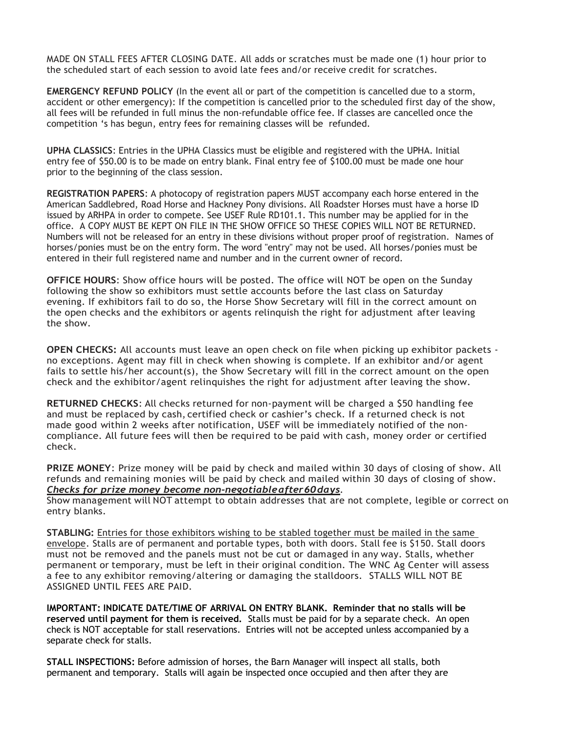MADE ON STALL FEES AFTER CLOSING DATE. All adds or scratches must be made one (1) hour prior to the scheduled start of each session to avoid late fees and/or receive credit for scratches.

**EMERGENCY REFUND POLICY** (In the event all or part of the competition is cancelled due to a storm, accident or other emergency): If the competition is cancelled prior to the scheduled first day of the show, all fees will be refunded in full minus the non-refundable office fee. If classes are cancelled once the competition 's has begun, entry fees for remaining classes will be refunded.

**UPHA CLASSICS**: Entries in the UPHA Classics must be eligible and registered with the UPHA. Initial entry fee of $50.00 is to be made on entry blank. Final entry fee of $100.00 must be made one hour prior to the beginning of the class session.

**REGISTRATION PAPERS**: A photocopy of registration papers MUST accompany each horse entered in the American Saddlebred, Road Horse and Hackney Pony divisions. All Roadster Horses must have a horse ID issued by ARHPA in order to compete. See USEF Rule RD101.1. This number may be applied for in the office. A COPY MUST BE KEPT ON FILE IN THE SHOW OFFICE SO THESE COPIES WILL NOT BE RETURNED. Numbers will not be released for an entry in these divisions without proper proof of registration. Names of horses/ponies must be on the entry form. The word "entry" may not be used. All horses/ponies must be entered in their full registered name and number and in the current owner of record.

**OFFICE HOURS**: Show office hours will be posted. The office will NOT be open on the Sunday following the show so exhibitors must settle accounts before the last class on Saturday evening. If exhibitors fail to do so, the Horse Show Secretary will fill in the correct amount on the open checks and the exhibitors or agents relinquish the right for adjustment after leaving the show.

**OPEN CHECKS:** All accounts must leave an open check on file when picking up exhibitor packets - no exceptions. Agent may fill in check when showing is complete. If an exhibitor and/or agent fails to settle his/her account(s), the Show Secretary will fill in the correct amount on the open check and the exhibitor/agent relinquishes the right for adjustment after leaving the show.

**RETURNED CHECKS**: All checks returned for non-payment will be charged a $50 handling fee and must be replaced by cash, certified check or cashier's check. If a returned check is not made good within 2 weeks after notification, USEF will be immediately notified of the non-compliance. All future fees will then be required to be paid with cash, money order or certified check.

**PRIZE MONEY**: Prize money will be paid by check and mailed within 30 days of closing of show. All refunds and remaining monies will be paid by check and mailed within 30 days of closing of show. ***Checks for prize money become non-negotiable after 60 days***.
Show management will NOT attempt to obtain addresses that are not complete, legible or correct on entry blanks.

**STABLING:** Entries for those exhibitors wishing to be stabled together must be mailed in the same envelope. Stalls are of permanent and portable types, both with doors. Stall fee is $150. Stall doors must not be removed and the panels must not be cut or damaged in any way. Stalls, whether permanent or temporary, must be left in their original condition. The WNC Ag Center will assess a fee to any exhibitor removing/altering or damaging the stalldoors. STALLS WILL NOT BE ASSIGNED UNTIL FEES ARE PAID.

**IMPORTANT: INDICATE DATE/TIME OF ARRIVAL ON ENTRY BLANK. Reminder that no stalls will be reserved until payment for them is received.** Stalls must be paid for by a separate check. An open check is NOT acceptable for stall reservations. Entries will not be accepted unless accompanied by a separate check for stalls.

**STALL INSPECTIONS:** Before admission of horses, the Barn Manager will inspect all stalls, both permanent and temporary. Stalls will again be inspected once occupied and then after they are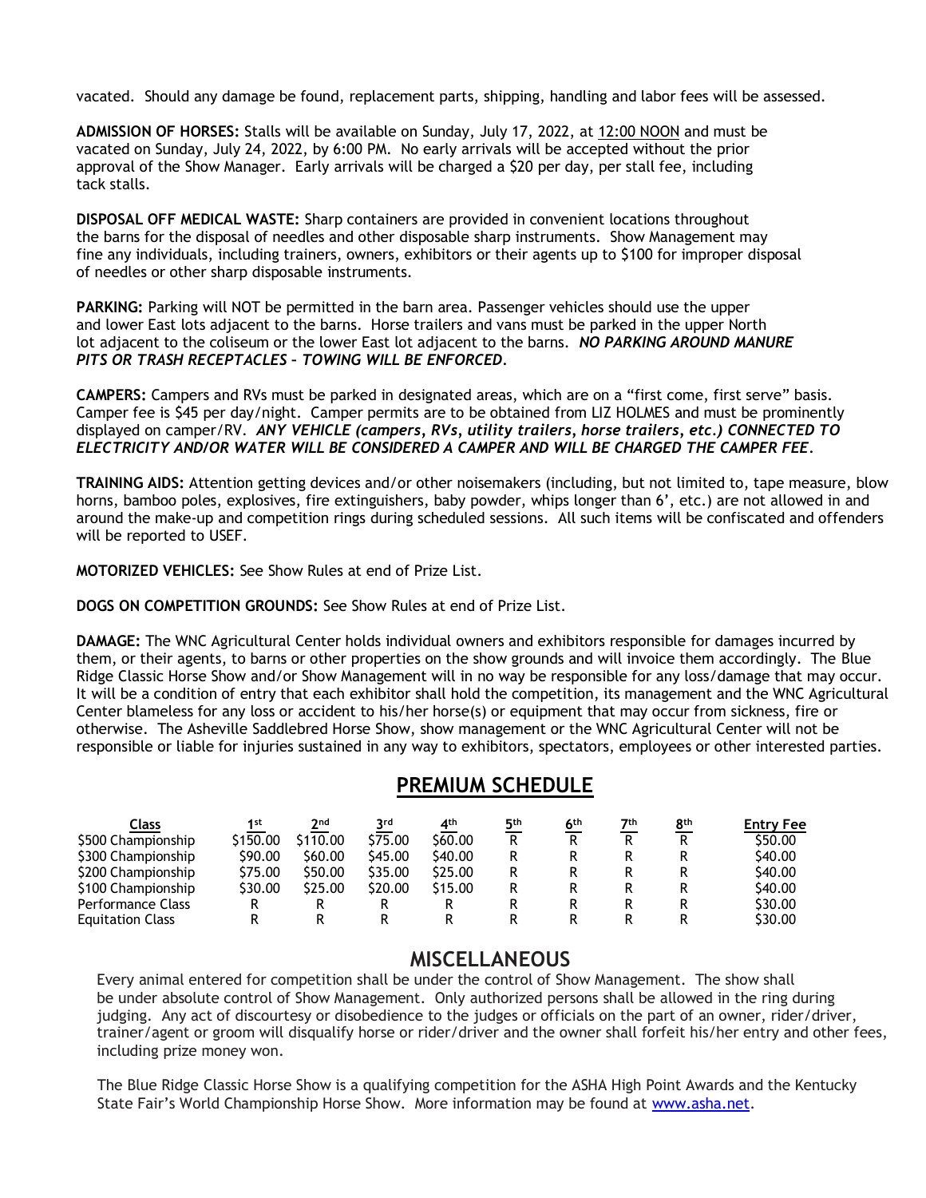vacated. Should any damage be found, replacement parts, shipping, handling and labor fees will be assessed.

**ADMISSION OF HORSES:** Stalls will be available on Sunday, July 17, 2022, at 12:00 NOON and must be vacated on Sunday, July 24, 2022, by 6:00 PM. No early arrivals will be accepted without the prior approval of the Show Manager. Early arrivals will be charged a $20 per day, per stall fee, including tack stalls.

**DISPOSAL OFF MEDICAL WASTE:** Sharp containers are provided in convenient locations throughout the barns for the disposal of needles and other disposable sharp instruments. Show Management may fine any individuals, including trainers, owners, exhibitors or their agents up to $100 for improper disposal of needles or other sharp disposable instruments.

**PARKING:** Parking will NOT be permitted in the barn area. Passenger vehicles should use the upper and lower East lots adjacent to the barns. Horse trailers and vans must be parked in the upper North lot adjacent to the coliseum or the lower East lot adjacent to the barns. ***NO PARKING AROUND MANURE PITS OR TRASH RECEPTACLES – TOWING WILL BE ENFORCED.***

**CAMPERS:** Campers and RVs must be parked in designated areas, which are on a "first come, first serve" basis. Camper fee is $45 per day/night. Camper permits are to be obtained from LIZ HOLMES and must be prominently displayed on camper/RV. ***ANY VEHICLE (campers, RVs, utility trailers, horse trailers, etc.) CONNECTED TO ELECTRICITY AND/OR WATER WILL BE CONSIDERED A CAMPER AND WILL BE CHARGED THE CAMPER FEE.***

**TRAINING AIDS:** Attention getting devices and/or other noisemakers (including, but not limited to, tape measure, blow horns, bamboo poles, explosives, fire extinguishers, baby powder, whips longer than 6', etc.) are not allowed in and around the make-up and competition rings during scheduled sessions. All such items will be confiscated and offenders will be reported to USEF.

**MOTORIZED VEHICLES:** See Show Rules at end of Prize List.

**DOGS ON COMPETITION GROUNDS:** See Show Rules at end of Prize List.

**DAMAGE:** The WNC Agricultural Center holds individual owners and exhibitors responsible for damages incurred by them, or their agents, to barns or other properties on the show grounds and will invoice them accordingly. The Blue Ridge Classic Horse Show and/or Show Management will in no way be responsible for any loss/damage that may occur. It will be a condition of entry that each exhibitor shall hold the competition, its management and the WNC Agricultural Center blameless for any loss or accident to his/her horse(s) or equipment that may occur from sickness, fire or otherwise. The Asheville Saddlebred Horse Show, show management or the WNC Agricultural Center will not be responsible or liable for injuries sustained in any way to exhibitors, spectators, employees or other interested parties.

## PREMIUM SCHEDULE

| Class | 1st | 2nd | 3rd | 4th | 5th | 6th | 7th | 8th | Entry Fee |
|---|---|---|---|---|---|---|---|---|---|
| $500 Championship | $150.00 | $110.00 | $75.00 | $60.00 | R | R | R | R | $50.00 |
| $300 Championship | $90.00 | $60.00 | $45.00 | $40.00 | R | R | R | R | $40.00 |
| $200 Championship | $75.00 | $50.00 | $35.00 | $25.00 | R | R | R | R | $40.00 |
| $100 Championship | $30.00 | $25.00 | $20.00 | $15.00 | R | R | R | R | $40.00 |
| Performance Class | R | R | R | R | R | R | R | R | $30.00 |
| Equitation Class | R | R | R | R | R | R | R | R | $30.00 |

## MISCELLANEOUS

Every animal entered for competition shall be under the control of Show Management. The show shall be under absolute control of Show Management. Only authorized persons shall be allowed in the ring during judging. Any act of discourtesy or disobedience to the judges or officials on the part of an owner, rider/driver, trainer/agent or groom will disqualify horse or rider/driver and the owner shall forfeit his/her entry and other fees, including prize money won.

The Blue Ridge Classic Horse Show is a qualifying competition for the ASHA High Point Awards and the Kentucky State Fair's World Championship Horse Show. More information may be found at www.asha.net.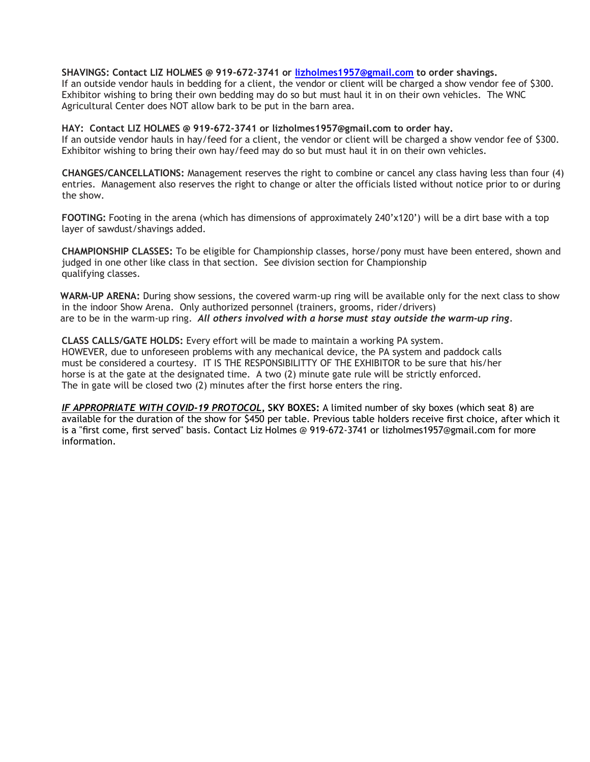**SHAVINGS: Contact LIZ HOLMES @ 919-672-3741 or lizholmes1957@gmail.com to order shavings.**
If an outside vendor hauls in bedding for a client, the vendor or client will be charged a show vendor fee of $300. Exhibitor wishing to bring their own bedding may do so but must haul it in on their own vehicles. The WNC Agricultural Center does NOT allow bark to be put in the barn area.

**HAY: Contact LIZ HOLMES @ 919-672-3741 or lizholmes1957@gmail.com to order hay.**
If an outside vendor hauls in hay/feed for a client, the vendor or client will be charged a show vendor fee of $300. Exhibitor wishing to bring their own hay/feed may do so but must haul it in on their own vehicles.

**CHANGES/CANCELLATIONS:** Management reserves the right to combine or cancel any class having less than four (4) entries. Management also reserves the right to change or alter the officials listed without notice prior to or during the show.

**FOOTING:** Footing in the arena (which has dimensions of approximately 240'x120') will be a dirt base with a top layer of sawdust/shavings added.

**CHAMPIONSHIP CLASSES:** To be eligible for Championship classes, horse/pony must have been entered, shown and judged in one other like class in that section. See division section for Championship qualifying classes.

**WARM-UP ARENA:** During show sessions, the covered warm-up ring will be available only for the next class to show in the indoor Show Arena. Only authorized personnel (trainers, grooms, rider/drivers) are to be in the warm-up ring. ***All others involved with a horse must stay outside the warm-up ring.***

**CLASS CALLS/GATE HOLDS:** Every effort will be made to maintain a working PA system. HOWEVER, due to unforeseen problems with any mechanical device, the PA system and paddock calls must be considered a courtesy. IT IS THE RESPONSIBILITTY OF THE EXHIBITOR to be sure that his/her horse is at the gate at the designated time. A two (2) minute gate rule will be strictly enforced. The in gate will be closed two (2) minutes after the first horse enters the ring.

***IF APPROPRIATE WITH COVID-19 PROTOCOL*, SKY BOXES:** A limited number of sky boxes (which seat 8) are available for the duration of the show for $450 per table. Previous table holders receive first choice, after which it is a "first come, first served" basis. Contact Liz Holmes @ 919-672-3741 or lizholmes1957@gmail.com for more information.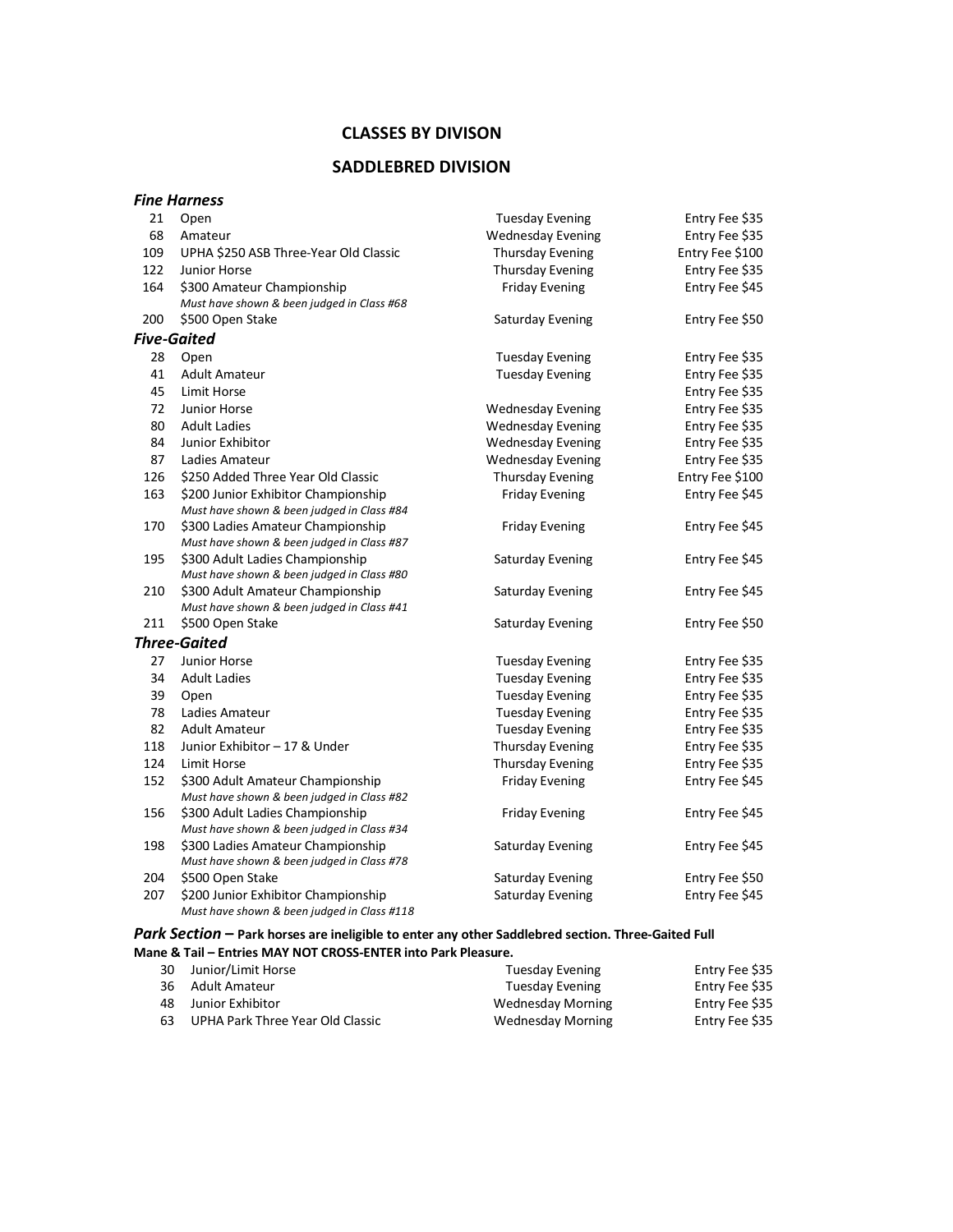## CLASSES BY DIVISON

## SADDLEBRED DIVISION

### *Fine Harness*

| | | | |
|---|---|---|---|
| 21 | Open | Tuesday Evening | Entry Fee $35 |
| 68 | Amateur | Wednesday Evening | Entry Fee $35 |
| 109 | UPHA $250 ASB Three-Year Old Classic | Thursday Evening | Entry Fee $100 |
| 122 | Junior Horse | Thursday Evening | Entry Fee $35 |
| 164 | $300 Amateur Championship<br>*Must have shown & been judged in Class #68* | Friday Evening | Entry Fee $45 |
| 200 | $500 Open Stake | Saturday Evening | Entry Fee $50 |

### *Five-Gaited*

| | | | |
|---|---|---|---|
| 28 | Open | Tuesday Evening | Entry Fee $35 |
| 41 | Adult Amateur | Tuesday Evening | Entry Fee $35 |
| 45 | Limit Horse | | Entry Fee $35 |
| 72 | Junior Horse | Wednesday Evening | Entry Fee $35 |
| 80 | Adult Ladies | Wednesday Evening | Entry Fee $35 |
| 84 | Junior Exhibitor | Wednesday Evening | Entry Fee $35 |
| 87 | Ladies Amateur | Wednesday Evening | Entry Fee $35 |
| 126 | $250 Added Three Year Old Classic | Thursday Evening | Entry Fee $100 |
| 163 | $200 Junior Exhibitor Championship<br>*Must have shown & been judged in Class #84* | Friday Evening | Entry Fee $45 |
| 170 | $300 Ladies Amateur Championship<br>*Must have shown & been judged in Class #87* | Friday Evening | Entry Fee $45 |
| 195 | $300 Adult Ladies Championship<br>*Must have shown & been judged in Class #80* | Saturday Evening | Entry Fee $45 |
| 210 | $300 Adult Amateur Championship<br>*Must have shown & been judged in Class #41* | Saturday Evening | Entry Fee $45 |
| 211 | $500 Open Stake | Saturday Evening | Entry Fee $50 |

### *Three-Gaited*

| | | | |
|---|---|---|---|
| 27 | Junior Horse | Tuesday Evening | Entry Fee $35 |
| 34 | Adult Ladies | Tuesday Evening | Entry Fee $35 |
| 39 | Open | Tuesday Evening | Entry Fee $35 |
| 78 | Ladies Amateur | Tuesday Evening | Entry Fee $35 |
| 82 | Adult Amateur | Tuesday Evening | Entry Fee $35 |
| 118 | Junior Exhibitor – 17 & Under | Thursday Evening | Entry Fee $35 |
| 124 | Limit Horse | Thursday Evening | Entry Fee $35 |
| 152 | $300 Adult Amateur Championship<br>*Must have shown & been judged in Class #82* | Friday Evening | Entry Fee $45 |
| 156 | $300 Adult Ladies Championship<br>*Must have shown & been judged in Class #34* | Friday Evening | Entry Fee $45 |
| 198 | $300 Ladies Amateur Championship<br>*Must have shown & been judged in Class #78* | Saturday Evening | Entry Fee $45 |
| 204 | $500 Open Stake | Saturday Evening | Entry Fee $50 |
| 207 | $200 Junior Exhibitor Championship<br>*Must have shown & been judged in Class #118* | Saturday Evening | Entry Fee $45 |

### *Park Section –* **Park horses are ineligible to enter any other Saddlebred section. Three-Gaited Full Mane & Tail – Entries MAY NOT CROSS-ENTER into Park Pleasure.**

| | | | |
|---|---|---|---|
| 30 | Junior/Limit Horse | Tuesday Evening | Entry Fee $35 |
| 36 | Adult Amateur | Tuesday Evening | Entry Fee $35 |
| 48 | Junior Exhibitor | Wednesday Morning | Entry Fee $35 |
| 63 | UPHA Park Three Year Old Classic | Wednesday Morning | Entry Fee $35 |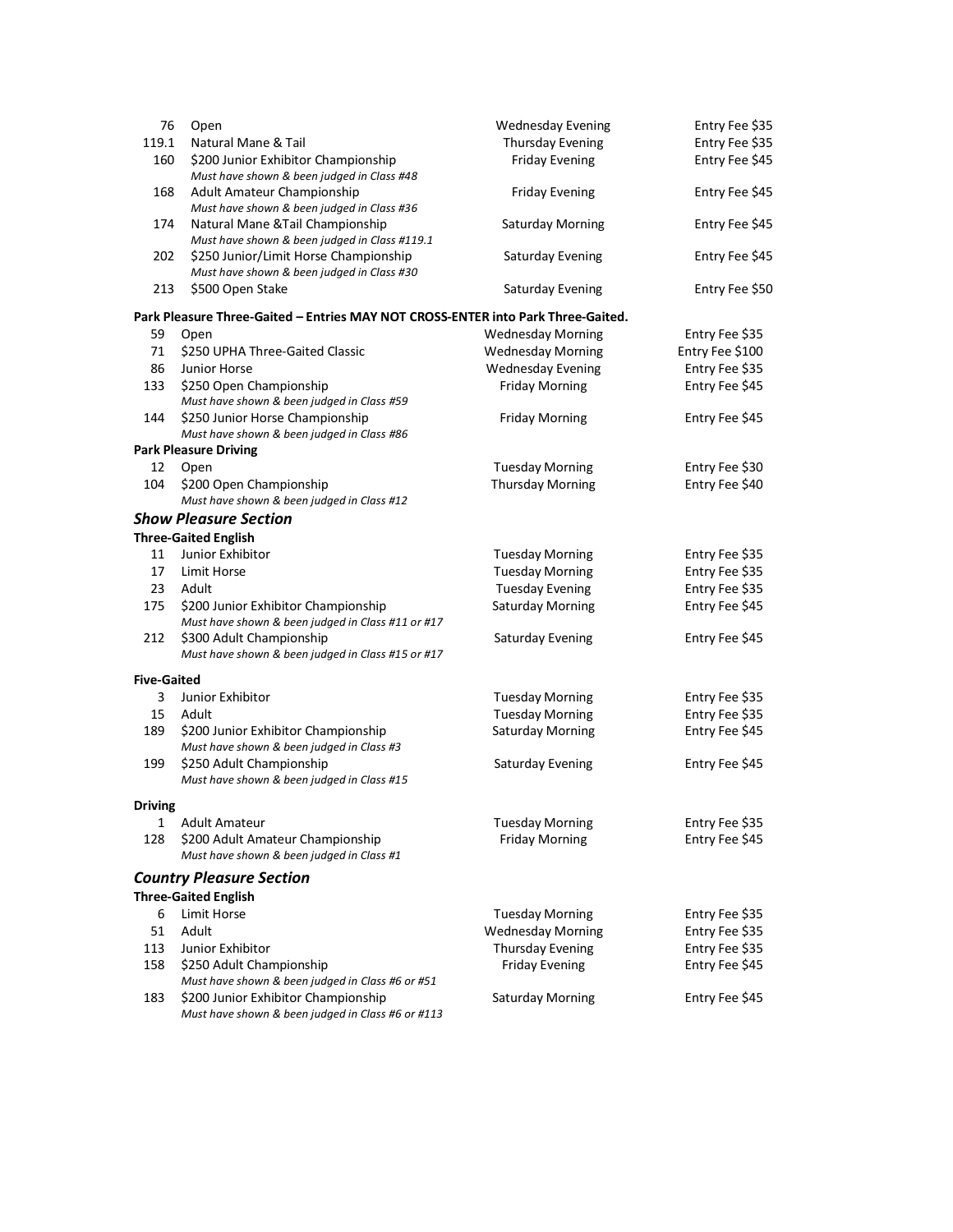| | | | |
|---|---|---|---|
| 76 | Open | Wednesday Evening | Entry Fee $35 |
| 119.1 | Natural Mane & Tail | Thursday Evening | Entry Fee $35 |
| 160 | $200 Junior Exhibitor Championship<br>*Must have shown & been judged in Class #48* | Friday Evening | Entry Fee $45 |
| 168 | Adult Amateur Championship<br>*Must have shown & been judged in Class #36* | Friday Evening | Entry Fee $45 |
| 174 | Natural Mane &Tail Championship<br>*Must have shown & been judged in Class #119.1* | Saturday Morning | Entry Fee $45 |
| 202 | $250 Junior/Limit Horse Championship<br>*Must have shown & been judged in Class #30* | Saturday Evening | Entry Fee $45 |
| 213 | $500 Open Stake | Saturday Evening | Entry Fee $50 |

**Park Pleasure Three-Gaited – Entries MAY NOT CROSS-ENTER into Park Three-Gaited.**

| | | | |
|---|---|---|---|
| 59 | Open | Wednesday Morning | Entry Fee $35 |
| 71 | $250 UPHA Three-Gaited Classic | Wednesday Morning | Entry Fee $100 |
| 86 | Junior Horse | Wednesday Evening | Entry Fee $35 |
| 133 | $250 Open Championship<br>*Must have shown & been judged in Class #59* | Friday Morning | Entry Fee $45 |
| 144 | $250 Junior Horse Championship<br>*Must have shown & been judged in Class #86* | Friday Morning | Entry Fee $45 |

**Park Pleasure Driving**

| | | | |
|---|---|---|---|
| 12 | Open | Tuesday Morning | Entry Fee $30 |
| 104 | $200 Open Championship<br>*Must have shown & been judged in Class #12* | Thursday Morning | Entry Fee $40 |

## *Show Pleasure Section*

**Three-Gaited English**

| | | | |
|---|---|---|---|
| 11 | Junior Exhibitor | Tuesday Morning | Entry Fee $35 |
| 17 | Limit Horse | Tuesday Morning | Entry Fee $35 |
| 23 | Adult | Tuesday Evening | Entry Fee $35 |
| 175 | $200 Junior Exhibitor Championship<br>*Must have shown & been judged in Class #11 or #17* | Saturday Morning | Entry Fee $45 |
| 212 | $300 Adult Championship<br>*Must have shown & been judged in Class #15 or #17* | Saturday Evening | Entry Fee $45 |

**Five-Gaited**

| | | | |
|---|---|---|---|
| 3 | Junior Exhibitor | Tuesday Morning | Entry Fee $35 |
| 15 | Adult | Tuesday Morning | Entry Fee $35 |
| 189 | $200 Junior Exhibitor Championship<br>*Must have shown & been judged in Class #3* | Saturday Morning | Entry Fee $45 |
| 199 | $250 Adult Championship<br>*Must have shown & been judged in Class #15* | Saturday Evening | Entry Fee $45 |

**Driving**

| | | | |
|---|---|---|---|
| 1 | Adult Amateur | Tuesday Morning | Entry Fee $35 |
| 128 | $200 Adult Amateur Championship<br>*Must have shown & been judged in Class #1* | Friday Morning | Entry Fee $45 |

## *Country Pleasure Section*

**Three-Gaited English**

| | | | |
|---|---|---|---|
| 6 | Limit Horse | Tuesday Morning | Entry Fee $35 |
| 51 | Adult | Wednesday Morning | Entry Fee $35 |
| 113 | Junior Exhibitor | Thursday Evening | Entry Fee $35 |
| 158 | $250 Adult Championship<br>*Must have shown & been judged in Class #6 or #51* | Friday Evening | Entry Fee $45 |
| 183 | $200 Junior Exhibitor Championship<br>*Must have shown & been judged in Class #6 or #113* | Saturday Morning | Entry Fee $45 |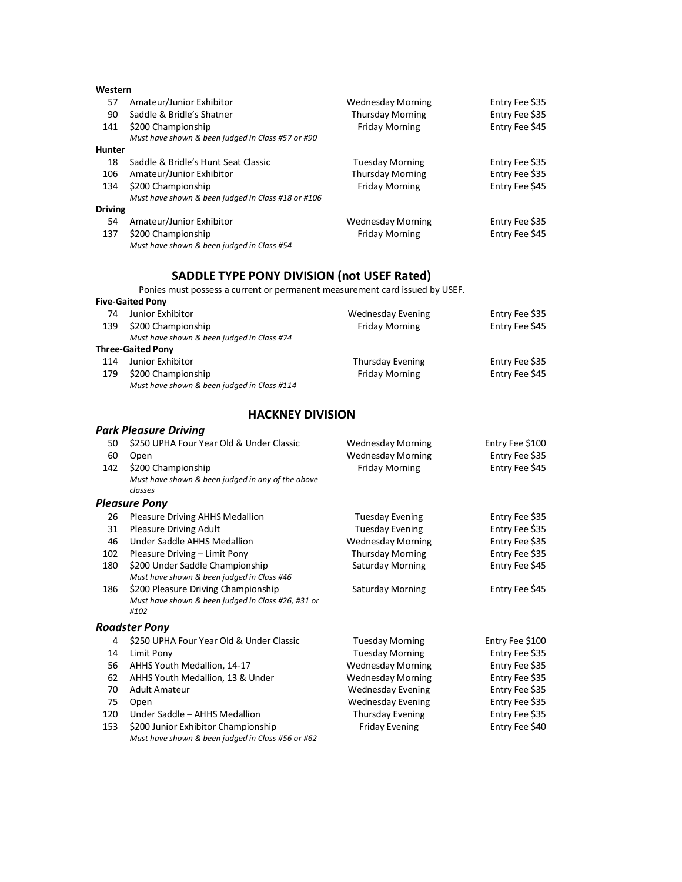**Western**

| | | | |
|---|---|---|---|
| 57 | Amateur/Junior Exhibitor | Wednesday Morning | Entry Fee $35 |
| 90 | Saddle & Bridle's Shatner | Thursday Morning | Entry Fee $35 |
| 141 | $200 Championship<br>*Must have shown & been judged in Class #57 or #90* | Friday Morning | Entry Fee $45 |

**Hunter**

| | | | |
|---|---|---|---|
| 18 | Saddle & Bridle's Hunt Seat Classic | Tuesday Morning | Entry Fee $35 |
| 106 | Amateur/Junior Exhibitor | Thursday Morning | Entry Fee $35 |
| 134 | $200 Championship<br>*Must have shown & been judged in Class #18 or #106* | Friday Morning | Entry Fee $45 |

**Driving**

| | | | |
|---|---|---|---|
| 54 | Amateur/Junior Exhibitor | Wednesday Morning | Entry Fee $35 |
| 137 | $200 Championship<br>*Must have shown & been judged in Class #54* | Friday Morning | Entry Fee $45 |

## SADDLE TYPE PONY DIVISION (not USEF Rated)

Ponies must possess a current or permanent measurement card issued by USEF.

**Five-Gaited Pony**

| | | | |
|---|---|---|---|
| 74 | Junior Exhibitor | Wednesday Evening | Entry Fee $35 |
| 139 | $200 Championship<br>*Must have shown & been judged in Class #74* | Friday Morning | Entry Fee $45 |

**Three-Gaited Pony**

| | | | |
|---|---|---|---|
| 114 | Junior Exhibitor | Thursday Evening | Entry Fee $35 |
| 179 | $200 Championship<br>*Must have shown & been judged in Class #114* | Friday Morning | Entry Fee $45 |

## HACKNEY DIVISION

### *Park Pleasure Driving*

| | | | |
|---|---|---|---|
| 50 | $250 UPHA Four Year Old & Under Classic | Wednesday Morning | Entry Fee $100 |
| 60 | Open | Wednesday Morning | Entry Fee $35 |
| 142 | $200 Championship<br>*Must have shown & been judged in any of the above classes* | Friday Morning | Entry Fee $45 |

### *Pleasure Pony*

| | | | |
|---|---|---|---|
| 26 | Pleasure Driving AHHS Medallion | Tuesday Evening | Entry Fee $35 |
| 31 | Pleasure Driving Adult | Tuesday Evening | Entry Fee $35 |
| 46 | Under Saddle AHHS Medallion | Wednesday Morning | Entry Fee $35 |
| 102 | Pleasure Driving – Limit Pony | Thursday Morning | Entry Fee $35 |
| 180 | $200 Under Saddle Championship<br>*Must have shown & been judged in Class #46* | Saturday Morning | Entry Fee $45 |
| 186 | $200 Pleasure Driving Championship<br>*Must have shown & been judged in Class #26, #31 or #102* | Saturday Morning | Entry Fee $45 |

### *Roadster Pony*

| | | | |
|---|---|---|---|
| 4 | $250 UPHA Four Year Old & Under Classic | Tuesday Morning | Entry Fee $100 |
| 14 | Limit Pony | Tuesday Morning | Entry Fee $35 |
| 56 | AHHS Youth Medallion, 14-17 | Wednesday Morning | Entry Fee $35 |
| 62 | AHHS Youth Medallion, 13 & Under | Wednesday Morning | Entry Fee $35 |
| 70 | Adult Amateur | Wednesday Evening | Entry Fee $35 |
| 75 | Open | Wednesday Evening | Entry Fee $35 |
| 120 | Under Saddle – AHHS Medallion | Thursday Evening | Entry Fee $35 |
| 153 | $200 Junior Exhibitor Championship<br>*Must have shown & been judged in Class #56 or #62* | Friday Evening | Entry Fee $40 |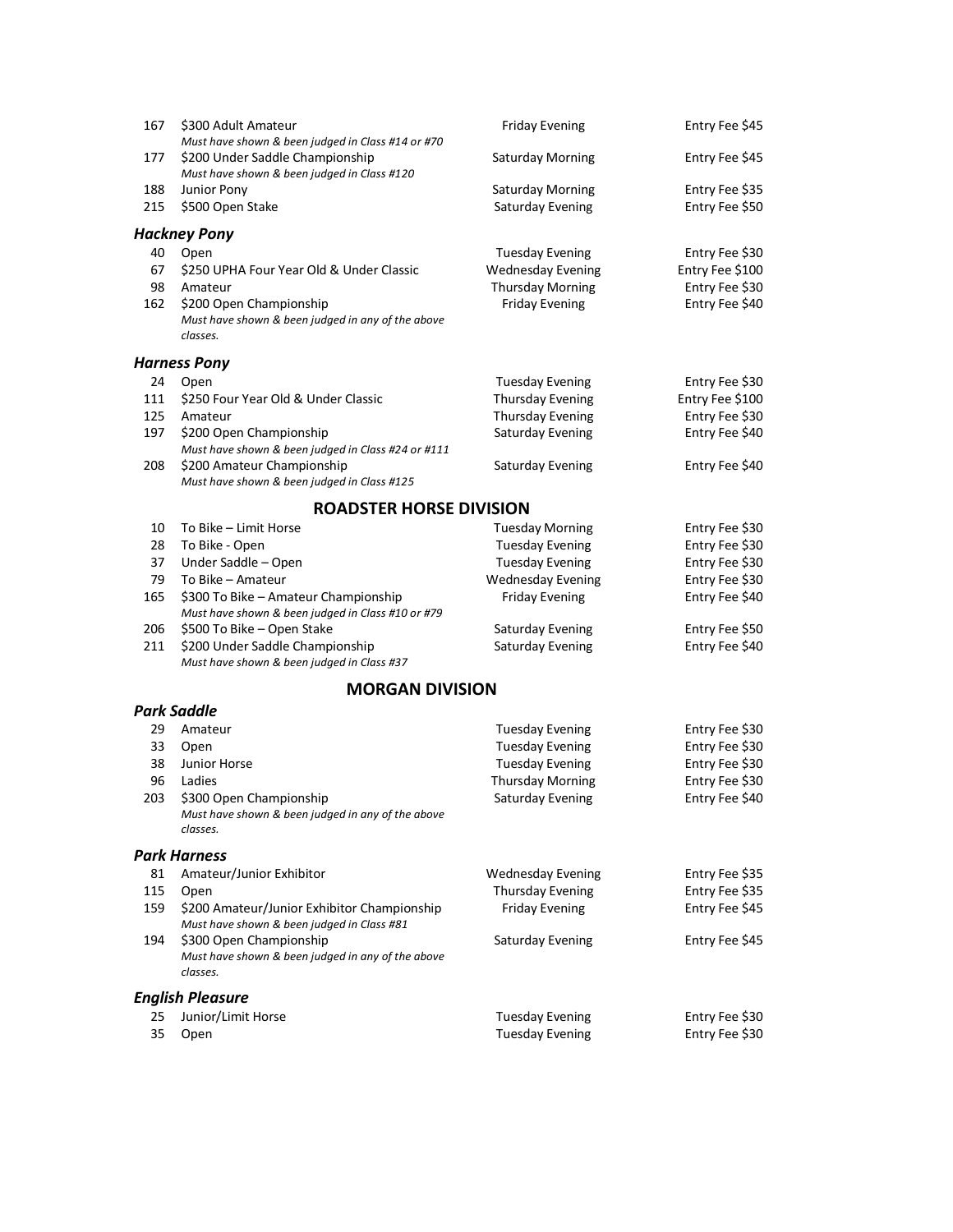| | | | |
|---|---|---|---|
| 167 | $300 Adult Amateur<br>*Must have shown & been judged in Class #14 or #70* | Friday Evening | Entry Fee $45 |
| 177 | $200 Under Saddle Championship<br>*Must have shown & been judged in Class #120* | Saturday Morning | Entry Fee $45 |
| 188 | Junior Pony | Saturday Morning | Entry Fee $35 |
| 215 | $500 Open Stake | Saturday Evening | Entry Fee $50 |

### *Hackney Pony*

| | | | |
|---|---|---|---|
| 40 | Open | Tuesday Evening | Entry Fee $30 |
| 67 | $250 UPHA Four Year Old & Under Classic | Wednesday Evening | Entry Fee $100 |
| 98 | Amateur | Thursday Morning | Entry Fee $30 |
| 162 | $200 Open Championship<br>*Must have shown & been judged in any of the above classes.* | Friday Evening | Entry Fee $40 |

### *Harness Pony*

| | | | |
|---|---|---|---|
| 24 | Open | Tuesday Evening | Entry Fee $30 |
| 111 | $250 Four Year Old & Under Classic | Thursday Evening | Entry Fee $100 |
| 125 | Amateur | Thursday Evening | Entry Fee $30 |
| 197 | $200 Open Championship<br>*Must have shown & been judged in Class #24 or #111* | Saturday Evening | Entry Fee $40 |
| 208 | $200 Amateur Championship<br>*Must have shown & been judged in Class #125* | Saturday Evening | Entry Fee $40 |

## ROADSTER HORSE DIVISION

| | | | |
|---|---|---|---|
| 10 | To Bike – Limit Horse | Tuesday Morning | Entry Fee $30 |
| 28 | To Bike - Open | Tuesday Evening | Entry Fee $30 |
| 37 | Under Saddle – Open | Tuesday Evening | Entry Fee $30 |
| 79 | To Bike – Amateur | Wednesday Evening | Entry Fee $30 |
| 165 | $300 To Bike – Amateur Championship<br>*Must have shown & been judged in Class #10 or #79* | Friday Evening | Entry Fee $40 |
| 206 | $500 To Bike – Open Stake | Saturday Evening | Entry Fee $50 |
| 211 | $200 Under Saddle Championship<br>*Must have shown & been judged in Class #37* | Saturday Evening | Entry Fee $40 |

## MORGAN DIVISION

### *Park Saddle*

| | | | |
|---|---|---|---|
| 29 | Amateur | Tuesday Evening | Entry Fee $30 |
| 33 | Open | Tuesday Evening | Entry Fee $30 |
| 38 | Junior Horse | Tuesday Evening | Entry Fee $30 |
| 96 | Ladies | Thursday Morning | Entry Fee $30 |
| 203 | $300 Open Championship<br>*Must have shown & been judged in any of the above classes.* | Saturday Evening | Entry Fee $40 |

### *Park Harness*

| | | | |
|---|---|---|---|
| 81 | Amateur/Junior Exhibitor | Wednesday Evening | Entry Fee $35 |
| 115 | Open | Thursday Evening | Entry Fee $35 |
| 159 | $200 Amateur/Junior Exhibitor Championship<br>*Must have shown & been judged in Class #81* | Friday Evening | Entry Fee $45 |
| 194 | $300 Open Championship<br>*Must have shown & been judged in any of the above classes.* | Saturday Evening | Entry Fee $45 |

### *English Pleasure*

| | | | |
|---|---|---|---|
| 25 | Junior/Limit Horse | Tuesday Evening | Entry Fee $30 |
| 35 | Open | Tuesday Evening | Entry Fee $30 |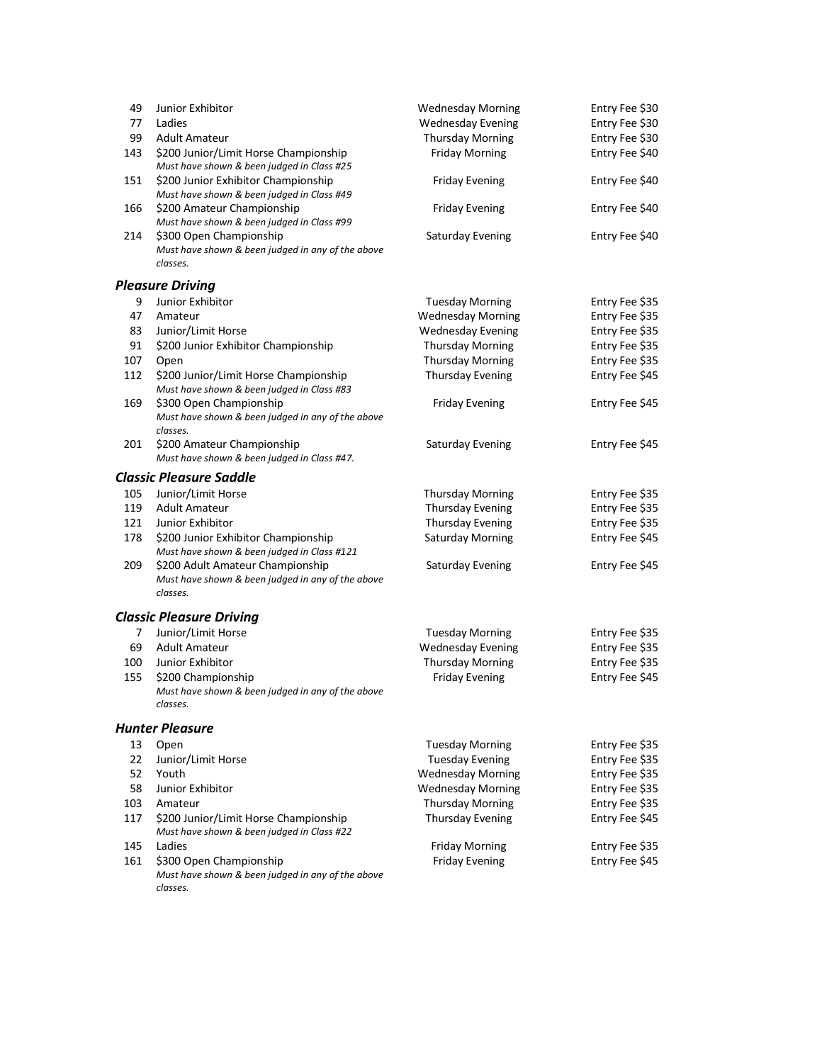| | | | |
|---|---|---|---|
| 49 | Junior Exhibitor | Wednesday Morning | Entry Fee $30 |
| 77 | Ladies | Wednesday Evening | Entry Fee $30 |
| 99 | Adult Amateur | Thursday Morning | Entry Fee $30 |
| 143 | $200 Junior/Limit Horse Championship<br>*Must have shown & been judged in Class #25* | Friday Morning | Entry Fee $40 |
| 151 | $200 Junior Exhibitor Championship<br>*Must have shown & been judged in Class #49* | Friday Evening | Entry Fee $40 |
| 166 | $200 Amateur Championship<br>*Must have shown & been judged in Class #99* | Friday Evening | Entry Fee $40 |
| 214 | $300 Open Championship<br>*Must have shown & been judged in any of the above classes.* | Saturday Evening | Entry Fee $40 |

### *Pleasure Driving*

| | | | |
|---|---|---|---|
| 9 | Junior Exhibitor | Tuesday Morning | Entry Fee $35 |
| 47 | Amateur | Wednesday Morning | Entry Fee $35 |
| 83 | Junior/Limit Horse | Wednesday Evening | Entry Fee $35 |
| 91 | $200 Junior Exhibitor Championship | Thursday Morning | Entry Fee $35 |
| 107 | Open | Thursday Morning | Entry Fee $35 |
| 112 | $200 Junior/Limit Horse Championship<br>*Must have shown & been judged in Class #83* | Thursday Evening | Entry Fee $45 |
| 169 | $300 Open Championship<br>*Must have shown & been judged in any of the above classes.* | Friday Evening | Entry Fee $45 |
| 201 | $200 Amateur Championship<br>*Must have shown & been judged in Class #47.* | Saturday Evening | Entry Fee $45 |

### *Classic Pleasure Saddle*

| | | | |
|---|---|---|---|
| 105 | Junior/Limit Horse | Thursday Morning | Entry Fee $35 |
| 119 | Adult Amateur | Thursday Evening | Entry Fee $35 |
| 121 | Junior Exhibitor | Thursday Evening | Entry Fee $35 |
| 178 | $200 Junior Exhibitor Championship<br>*Must have shown & been judged in Class #121* | Saturday Morning | Entry Fee $45 |
| 209 | $200 Adult Amateur Championship<br>*Must have shown & been judged in any of the above classes.* | Saturday Evening | Entry Fee $45 |

### *Classic Pleasure Driving*

| | | | |
|---|---|---|---|
| 7 | Junior/Limit Horse | Tuesday Morning | Entry Fee $35 |
| 69 | Adult Amateur | Wednesday Evening | Entry Fee $35 |
| 100 | Junior Exhibitor | Thursday Morning | Entry Fee $35 |
| 155 | $200 Championship<br>*Must have shown & been judged in any of the above classes.* | Friday Evening | Entry Fee $45 |

### *Hunter Pleasure*

| | | | |
|---|---|---|---|
| 13 | Open | Tuesday Morning | Entry Fee $35 |
| 22 | Junior/Limit Horse | Tuesday Evening | Entry Fee $35 |
| 52 | Youth | Wednesday Morning | Entry Fee $35 |
| 58 | Junior Exhibitor | Wednesday Morning | Entry Fee $35 |
| 103 | Amateur | Thursday Morning | Entry Fee $35 |
| 117 | $200 Junior/Limit Horse Championship<br>*Must have shown & been judged in Class #22* | Thursday Evening | Entry Fee $45 |
| 145 | Ladies | Friday Morning | Entry Fee $35 |
| 161 | $300 Open Championship<br>*Must have shown & been judged in any of the above classes.* | Friday Evening | Entry Fee $45 |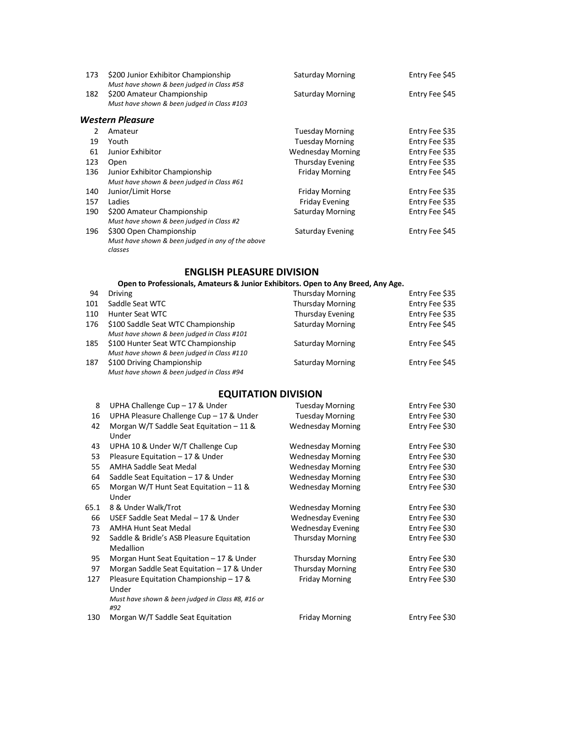| | | | |
|---|---|---|---|
| 173 | $200 Junior Exhibitor Championship<br>*Must have shown & been judged in Class #58* | Saturday Morning | Entry Fee $45 |
| 182 | $200 Amateur Championship<br>*Must have shown & been judged in Class #103* | Saturday Morning | Entry Fee $45 |

### *Western Pleasure*

| | | | |
|---|---|---|---|
| 2 | Amateur | Tuesday Morning | Entry Fee $35 |
| 19 | Youth | Tuesday Morning | Entry Fee $35 |
| 61 | Junior Exhibitor | Wednesday Morning | Entry Fee $35 |
| 123 | Open | Thursday Evening | Entry Fee $35 |
| 136 | Junior Exhibitor Championship<br>*Must have shown & been judged in Class #61* | Friday Morning | Entry Fee $45 |
| 140 | Junior/Limit Horse | Friday Morning | Entry Fee $35 |
| 157 | Ladies | Friday Evening | Entry Fee $35 |
| 190 | $200 Amateur Championship<br>*Must have shown & been judged in Class #2* | Saturday Morning | Entry Fee $45 |
| 196 | $300 Open Championship<br>*Must have shown & been judged in any of the above classes* | Saturday Evening | Entry Fee $45 |

## ENGLISH PLEASURE DIVISION

**Open to Professionals, Amateurs & Junior Exhibitors. Open to Any Breed, Any Age.**

| | | | |
|---|---|---|---|
| 94 | Driving | Thursday Morning | Entry Fee $35 |
| 101 | Saddle Seat WTC | Thursday Morning | Entry Fee $35 |
| 110 | Hunter Seat WTC | Thursday Evening | Entry Fee $35 |
| 176 | $100 Saddle Seat WTC Championship<br>*Must have shown & been judged in Class #101* | Saturday Morning | Entry Fee $45 |
| 185 | $100 Hunter Seat WTC Championship<br>*Must have shown & been judged in Class #110* | Saturday Morning | Entry Fee $45 |
| 187 | $100 Driving Championship<br>*Must have shown & been judged in Class #94* | Saturday Morning | Entry Fee $45 |

## EQUITATION DIVISION

| | | | |
|---|---|---|---|
| 8 | UPHA Challenge Cup – 17 & Under | Tuesday Morning | Entry Fee $30 |
| 16 | UPHA Pleasure Challenge Cup – 17 & Under | Tuesday Morning | Entry Fee $30 |
| 42 | Morgan W/T Saddle Seat Equitation – 11 & Under | Wednesday Morning | Entry Fee $30 |
| 43 | UPHA 10 & Under W/T Challenge Cup | Wednesday Morning | Entry Fee $30 |
| 53 | Pleasure Equitation – 17 & Under | Wednesday Morning | Entry Fee $30 |
| 55 | AMHA Saddle Seat Medal | Wednesday Morning | Entry Fee $30 |
| 64 | Saddle Seat Equitation – 17 & Under | Wednesday Morning | Entry Fee $30 |
| 65 | Morgan W/T Hunt Seat Equitation – 11 & Under | Wednesday Morning | Entry Fee $30 |
| 65.1 | 8 & Under Walk/Trot | Wednesday Morning | Entry Fee $30 |
| 66 | USEF Saddle Seat Medal – 17 & Under | Wednesday Evening | Entry Fee $30 |
| 73 | AMHA Hunt Seat Medal | Wednesday Evening | Entry Fee $30 |
| 92 | Saddle & Bridle's ASB Pleasure Equitation Medallion | Thursday Morning | Entry Fee $30 |
| 95 | Morgan Hunt Seat Equitation – 17 & Under | Thursday Morning | Entry Fee $30 |
| 97 | Morgan Saddle Seat Equitation – 17 & Under | Thursday Morning | Entry Fee $30 |
| 127 | Pleasure Equitation Championship – 17 & Under<br>*Must have shown & been judged in Class #8, #16 or #92* | Friday Morning | Entry Fee $30 |
| 130 | Morgan W/T Saddle Seat Equitation | Friday Morning | Entry Fee $30 |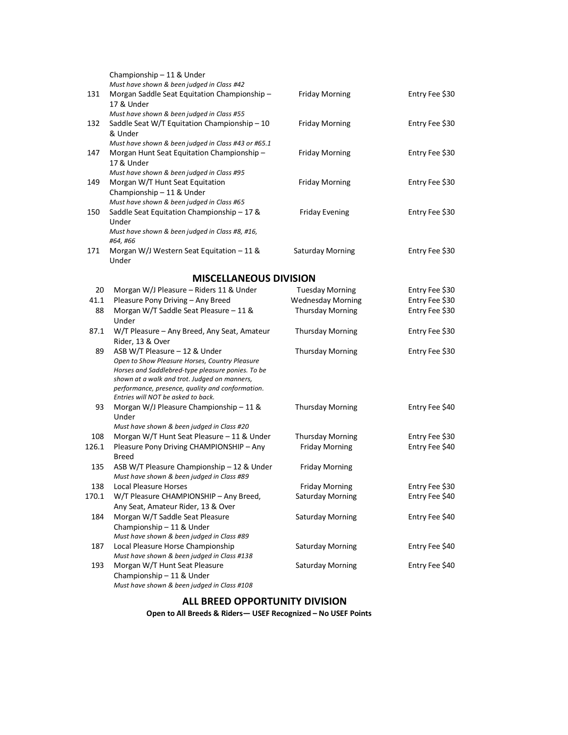| | | | |
|---|---|---|---|
| | Championship – 11 & Under<br>*Must have shown & been judged in Class #42* | | |
| 131 | Morgan Saddle Seat Equitation Championship – 17 & Under<br>*Must have shown & been judged in Class #55* | Friday Morning | Entry Fee $30 |
| 132 | Saddle Seat W/T Equitation Championship – 10 & Under<br>*Must have shown & been judged in Class #43 or #65.1* | Friday Morning | Entry Fee $30 |
| 147 | Morgan Hunt Seat Equitation Championship – 17 & Under<br>*Must have shown & been judged in Class #95* | Friday Morning | Entry Fee $30 |
| 149 | Morgan W/T Hunt Seat Equitation Championship – 11 & Under<br>*Must have shown & been judged in Class #65* | Friday Morning | Entry Fee $30 |
| 150 | Saddle Seat Equitation Championship – 17 & Under<br>*Must have shown & been judged in Class #8, #16, #64, #66* | Friday Evening | Entry Fee $30 |
| 171 | Morgan W/J Western Seat Equitation – 11 & Under | Saturday Morning | Entry Fee $30 |

## MISCELLANEOUS DIVISION

| | | | |
|---|---|---|---|
| 20 | Morgan W/J Pleasure – Riders 11 & Under | Tuesday Morning | Entry Fee $30 |
| 41.1 | Pleasure Pony Driving – Any Breed | Wednesday Morning | Entry Fee $30 |
| 88 | Morgan W/T Saddle Seat Pleasure – 11 & Under | Thursday Morning | Entry Fee $30 |
| 87.1 | W/T Pleasure – Any Breed, Any Seat, Amateur Rider, 13 & Over | Thursday Morning | Entry Fee $30 |
| 89 | ASB W/T Pleasure – 12 & Under<br>*Open to Show Pleasure Horses, Country Pleasure Horses and Saddlebred-type pleasure ponies. To be shown at a walk and trot. Judged on manners, performance, presence, quality and conformation. Entries will NOT be asked to back.* | Thursday Morning | Entry Fee $30 |
| 93 | Morgan W/J Pleasure Championship – 11 & Under<br>*Must have shown & been judged in Class #20* | Thursday Morning | Entry Fee $40 |
| 108 | Morgan W/T Hunt Seat Pleasure – 11 & Under | Thursday Morning | Entry Fee $30 |
| 126.1 | Pleasure Pony Driving CHAMPIONSHIP – Any Breed | Friday Morning | Entry Fee $40 |
| 135 | ASB W/T Pleasure Championship – 12 & Under<br>*Must have shown & been judged in Class #89* | Friday Morning | |
| 138 | Local Pleasure Horses | Friday Morning | Entry Fee $30 |
| 170.1 | W/T Pleasure CHAMPIONSHIP – Any Breed, Any Seat, Amateur Rider, 13 & Over | Saturday Morning | Entry Fee $40 |
| 184 | Morgan W/T Saddle Seat Pleasure Championship – 11 & Under<br>*Must have shown & been judged in Class #89* | Saturday Morning | Entry Fee $40 |
| 187 | Local Pleasure Horse Championship<br>*Must have shown & been judged in Class #138* | Saturday Morning | Entry Fee $40 |
| 193 | Morgan W/T Hunt Seat Pleasure Championship – 11 & Under<br>*Must have shown & been judged in Class #108* | Saturday Morning | Entry Fee $40 |

## ALL BREED OPPORTUNITY DIVISION

**Open to All Breeds & Riders— USEF Recognized – No USEF Points**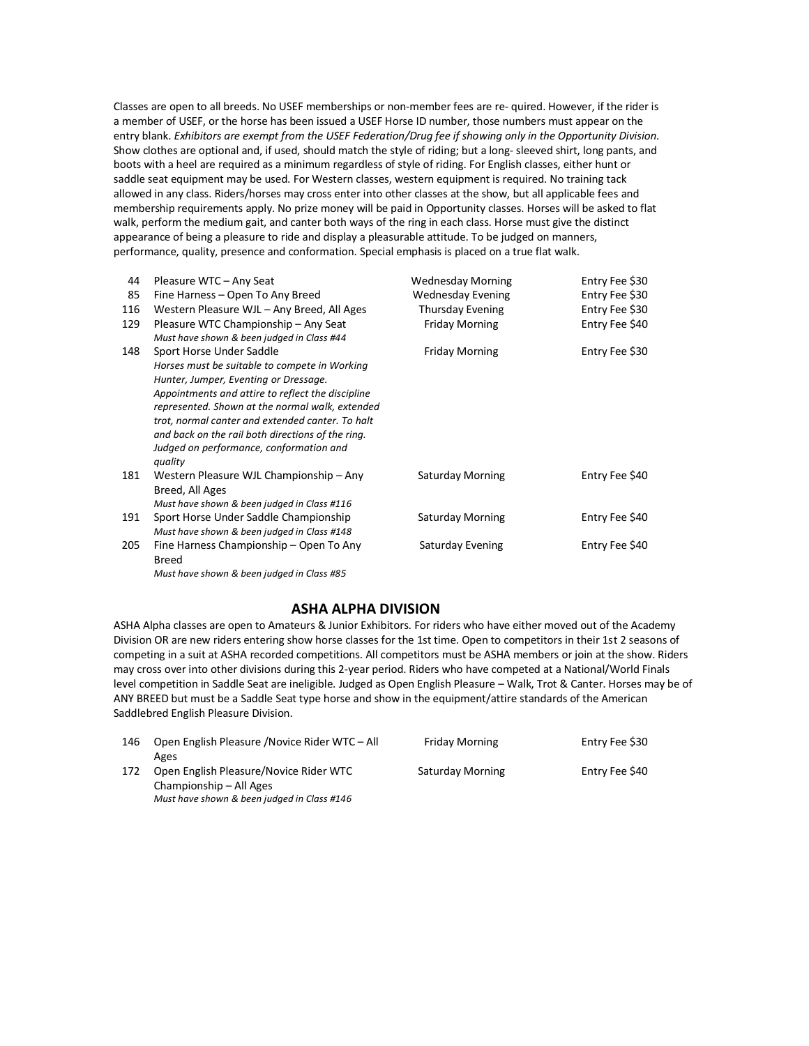Classes are open to all breeds. No USEF memberships or non-member fees are re- quired. However, if the rider is a member of USEF, or the horse has been issued a USEF Horse ID number, those numbers must appear on the entry blank. *Exhibitors are exempt from the USEF Federation/Drug fee if showing only in the Opportunity Division.* Show clothes are optional and, if used, should match the style of riding; but a long- sleeved shirt, long pants, and boots with a heel are required as a minimum regardless of style of riding. For English classes, either hunt or saddle seat equipment may be used. For Western classes, western equipment is required. No training tack allowed in any class. Riders/horses may cross enter into other classes at the show, but all applicable fees and membership requirements apply. No prize money will be paid in Opportunity classes. Horses will be asked to flat walk, perform the medium gait, and canter both ways of the ring in each class. Horse must give the distinct appearance of being a pleasure to ride and display a pleasurable attitude. To be judged on manners, performance, quality, presence and conformation. Special emphasis is placed on a true flat walk.

| | | | |
|---|---|---|---|
| 44 | Pleasure WTC – Any Seat | Wednesday Morning | Entry Fee $30 |
| 85 | Fine Harness – Open To Any Breed | Wednesday Evening | Entry Fee $30 |
| 116 | Western Pleasure WJL – Any Breed, All Ages | Thursday Evening | Entry Fee $30 |
| 129 | Pleasure WTC Championship – Any Seat<br>*Must have shown & been judged in Class #44* | Friday Morning | Entry Fee $40 |
| 148 | Sport Horse Under Saddle<br>*Horses must be suitable to compete in Working Hunter, Jumper, Eventing or Dressage. Appointments and attire to reflect the discipline represented. Shown at the normal walk, extended trot, normal canter and extended canter. To halt and back on the rail both directions of the ring. Judged on performance, conformation and quality* | Friday Morning | Entry Fee $30 |
| 181 | Western Pleasure WJL Championship – Any Breed, All Ages<br>*Must have shown & been judged in Class #116* | Saturday Morning | Entry Fee $40 |
| 191 | Sport Horse Under Saddle Championship<br>*Must have shown & been judged in Class #148* | Saturday Morning | Entry Fee $40 |
| 205 | Fine Harness Championship – Open To Any Breed<br>*Must have shown & been judged in Class #85* | Saturday Evening | Entry Fee $40 |

## ASHA ALPHA DIVISION

ASHA Alpha classes are open to Amateurs & Junior Exhibitors. For riders who have either moved out of the Academy Division OR are new riders entering show horse classes for the 1st time. Open to competitors in their 1st 2 seasons of competing in a suit at ASHA recorded competitions. All competitors must be ASHA members or join at the show. Riders may cross over into other divisions during this 2-year period. Riders who have competed at a National/World Finals level competition in Saddle Seat are ineligible. Judged as Open English Pleasure – Walk, Trot & Canter. Horses may be of ANY BREED but must be a Saddle Seat type horse and show in the equipment/attire standards of the American Saddlebred English Pleasure Division.

| | | | |
|---|---|---|---|
| 146 | Open English Pleasure /Novice Rider WTC – All Ages | Friday Morning | Entry Fee $30 |
| 172 | Open English Pleasure/Novice Rider WTC Championship – All Ages<br>*Must have shown & been judged in Class #146* | Saturday Morning | Entry Fee $40 |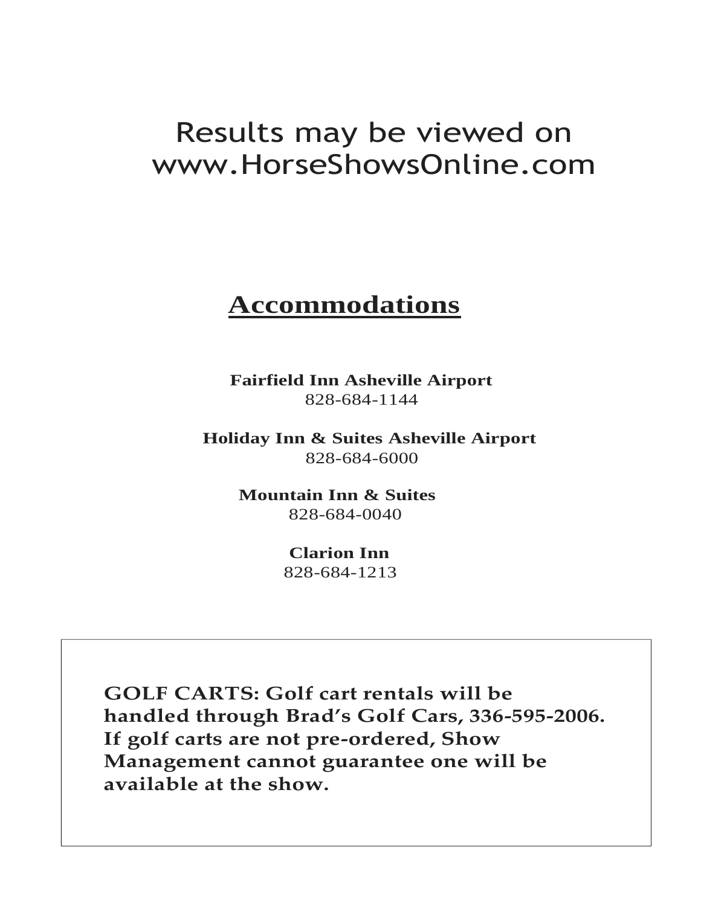Results may be viewed on
www.HorseShowsOnline.com

# Accommodations

**Fairfield Inn Asheville Airport**
828-684-1144

**Holiday Inn & Suites Asheville Airport**
828-684-6000

**Mountain Inn & Suites**
828-684-0040

**Clarion Inn**
828-684-1213

**GOLF CARTS: Golf cart rentals will be handled through Brad's Golf Cars, 336-595-2006. If golf carts are not pre-ordered, Show Management cannot guarantee one will be available at the show.**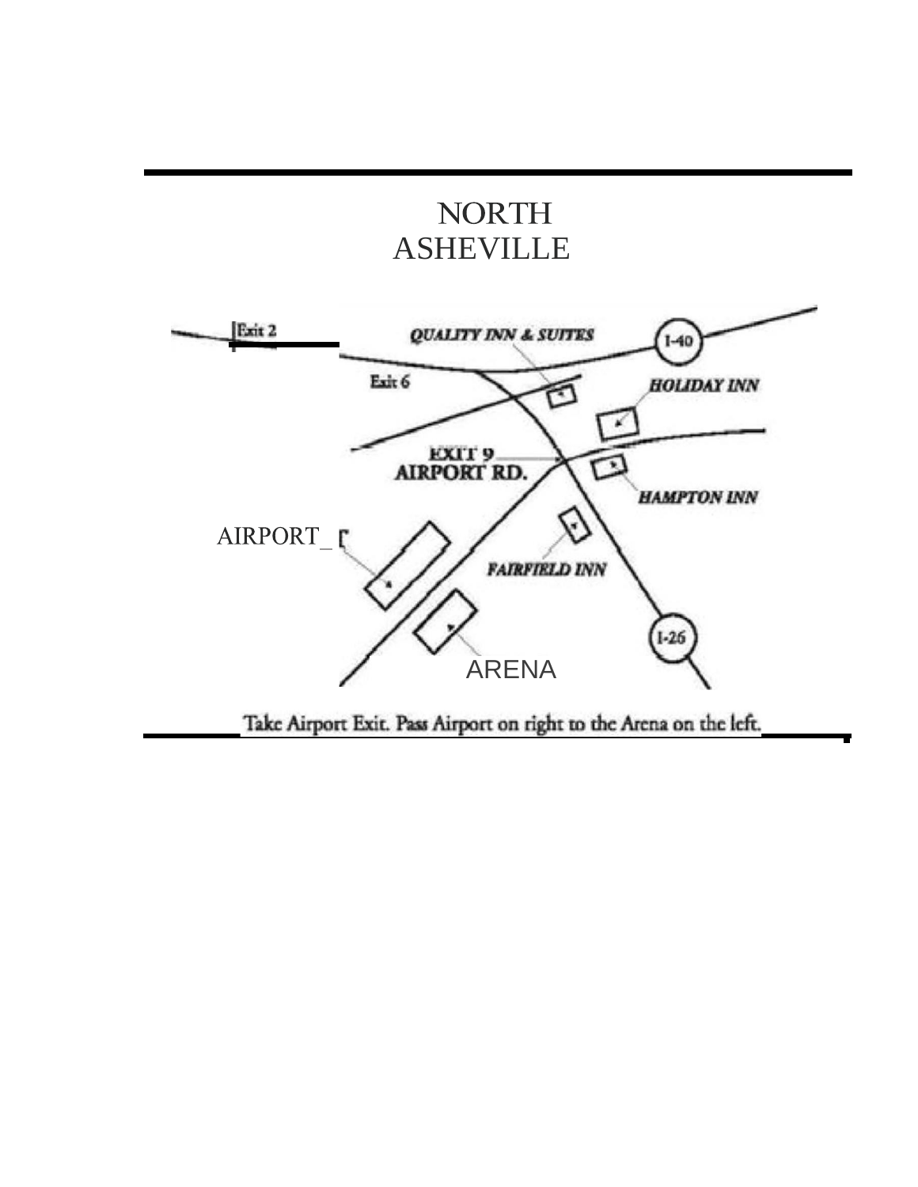# NORTH ASHEVILLE

Exit 2

QUALITY INN & SUITES

I-40

Exit 6

HOLIDAY INN

EXIT 9
AIRPORT RD.

HAMPTON INN

AIRPORT

FAIRFIELD INN

I-26

ARENA

Take Airport Exit. Pass Airport on right to the Arena on the left.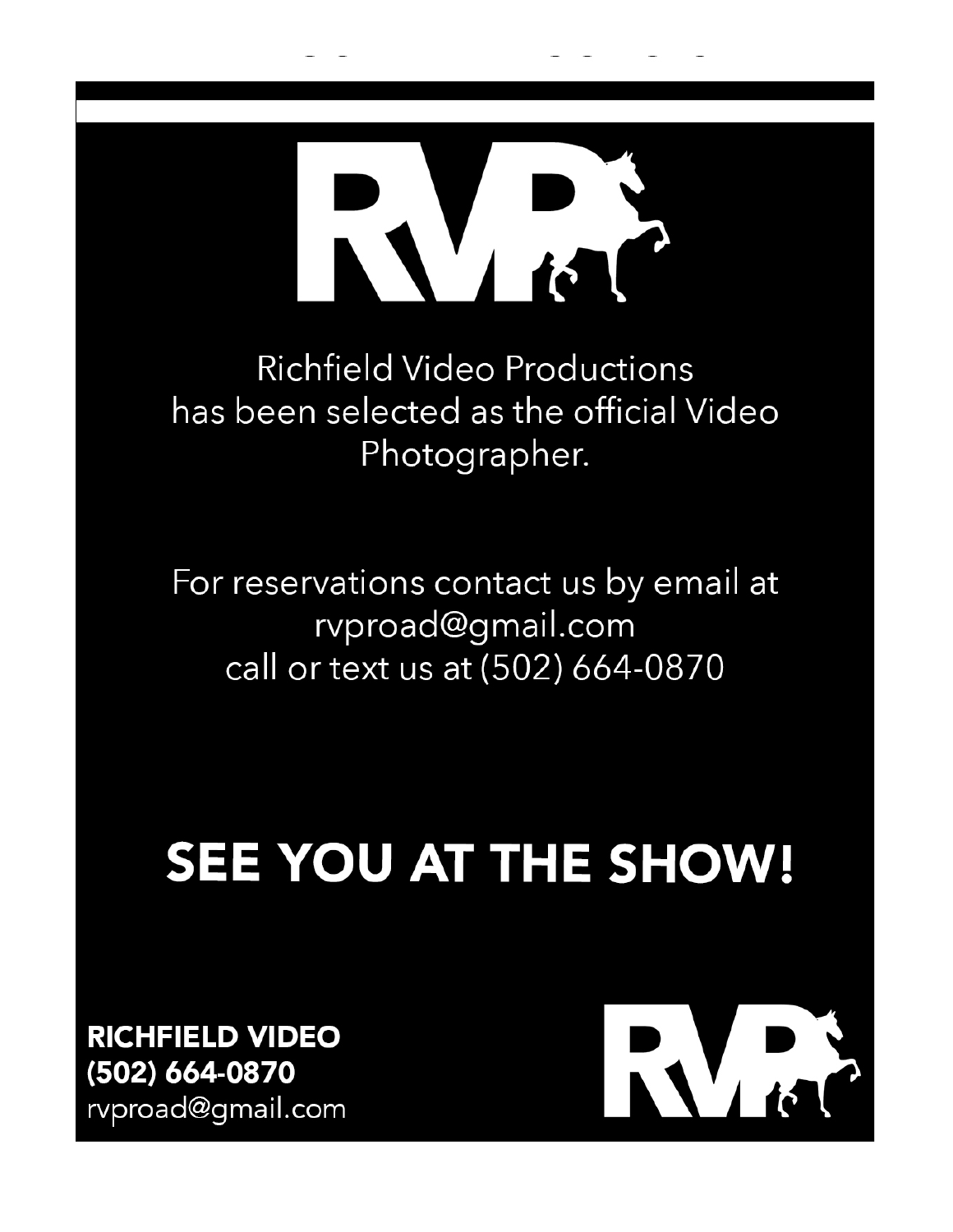RVP

Richfield Video Productions has been selected as the official Video Photographer.

For reservations contact us by email at rvproad@gmail.com
call or text us at (502) 664-0870

# SEE YOU AT THE SHOW!

**RICHFIELD VIDEO**
**(502) 664-0870**
rvproad@gmail.com

RVP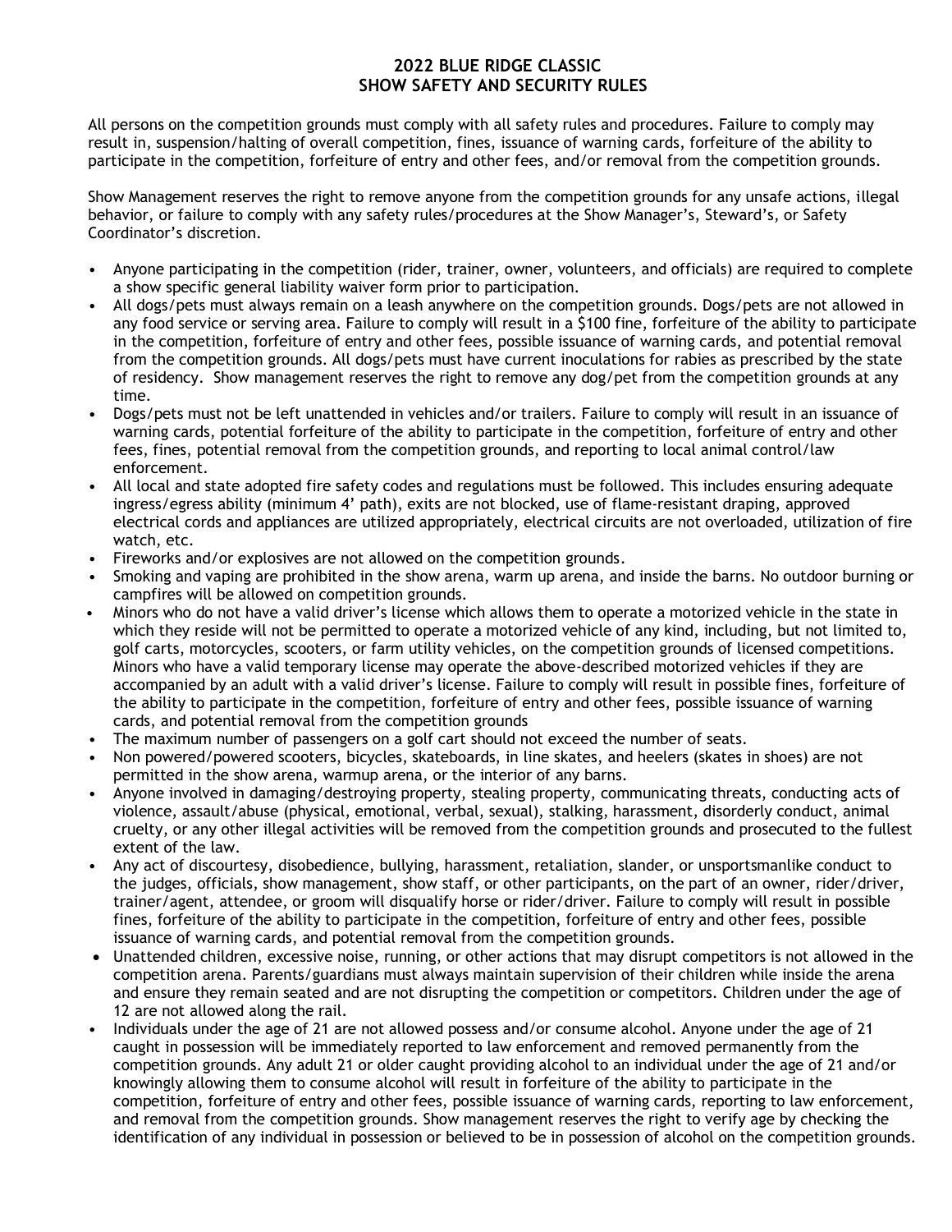# 2022 BLUE RIDGE CLASSIC
# SHOW SAFETY AND SECURITY RULES

All persons on the competition grounds must comply with all safety rules and procedures. Failure to comply may result in, suspension/halting of overall competition, fines, issuance of warning cards, forfeiture of the ability to participate in the competition, forfeiture of entry and other fees, and/or removal from the competition grounds.

Show Management reserves the right to remove anyone from the competition grounds for any unsafe actions, illegal behavior, or failure to comply with any safety rules/procedures at the Show Manager's, Steward's, or Safety Coordinator's discretion.

- Anyone participating in the competition (rider, trainer, owner, volunteers, and officials) are required to complete a show specific general liability waiver form prior to participation.
- All dogs/pets must always remain on a leash anywhere on the competition grounds. Dogs/pets are not allowed in any food service or serving area. Failure to comply will result in a $100 fine, forfeiture of the ability to participate in the competition, forfeiture of entry and other fees, possible issuance of warning cards, and potential removal from the competition grounds. All dogs/pets must have current inoculations for rabies as prescribed by the state of residency. Show management reserves the right to remove any dog/pet from the competition grounds at any time.
- Dogs/pets must not be left unattended in vehicles and/or trailers. Failure to comply will result in an issuance of warning cards, potential forfeiture of the ability to participate in the competition, forfeiture of entry and other fees, fines, potential removal from the competition grounds, and reporting to local animal control/law enforcement.
- All local and state adopted fire safety codes and regulations must be followed. This includes ensuring adequate ingress/egress ability (minimum 4' path), exits are not blocked, use of flame-resistant draping, approved electrical cords and appliances are utilized appropriately, electrical circuits are not overloaded, utilization of fire watch, etc.
- Fireworks and/or explosives are not allowed on the competition grounds.
- Smoking and vaping are prohibited in the show arena, warm up arena, and inside the barns. No outdoor burning or campfires will be allowed on competition grounds.
- Minors who do not have a valid driver's license which allows them to operate a motorized vehicle in the state in which they reside will not be permitted to operate a motorized vehicle of any kind, including, but not limited to, golf carts, motorcycles, scooters, or farm utility vehicles, on the competition grounds of licensed competitions. Minors who have a valid temporary license may operate the above-described motorized vehicles if they are accompanied by an adult with a valid driver's license. Failure to comply will result in possible fines, forfeiture of the ability to participate in the competition, forfeiture of entry and other fees, possible issuance of warning cards, and potential removal from the competition grounds
- The maximum number of passengers on a golf cart should not exceed the number of seats.
- Non powered/powered scooters, bicycles, skateboards, in line skates, and heelers (skates in shoes) are not permitted in the show arena, warmup arena, or the interior of any barns.
- Anyone involved in damaging/destroying property, stealing property, communicating threats, conducting acts of violence, assault/abuse (physical, emotional, verbal, sexual), stalking, harassment, disorderly conduct, animal cruelty, or any other illegal activities will be removed from the competition grounds and prosecuted to the fullest extent of the law.
- Any act of discourtesy, disobedience, bullying, harassment, retaliation, slander, or unsportsmanlike conduct to the judges, officials, show management, show staff, or other participants, on the part of an owner, rider/driver, trainer/agent, attendee, or groom will disqualify horse or rider/driver. Failure to comply will result in possible fines, forfeiture of the ability to participate in the competition, forfeiture of entry and other fees, possible issuance of warning cards, and potential removal from the competition grounds.
- Unattended children, excessive noise, running, or other actions that may disrupt competitors is not allowed in the competition arena. Parents/guardians must always maintain supervision of their children while inside the arena and ensure they remain seated and are not disrupting the competition or competitors. Children under the age of 12 are not allowed along the rail.
- Individuals under the age of 21 are not allowed possess and/or consume alcohol. Anyone under the age of 21 caught in possession will be immediately reported to law enforcement and removed permanently from the competition grounds. Any adult 21 or older caught providing alcohol to an individual under the age of 21 and/or knowingly allowing them to consume alcohol will result in forfeiture of the ability to participate in the competition, forfeiture of entry and other fees, possible issuance of warning cards, reporting to law enforcement, and removal from the competition grounds. Show management reserves the right to verify age by checking the identification of any individual in possession or believed to be in possession of alcohol on the competition grounds.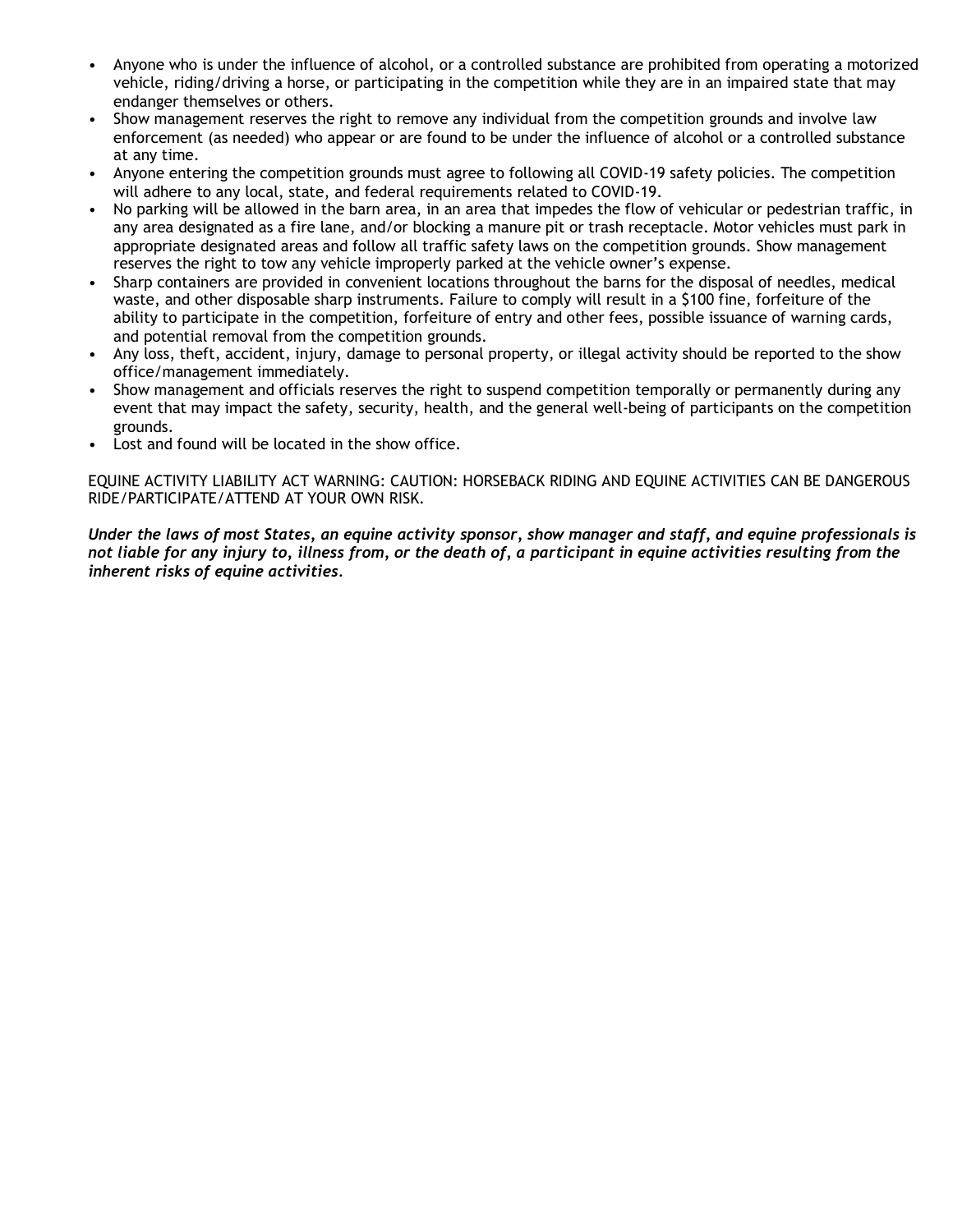- Anyone who is under the influence of alcohol, or a controlled substance are prohibited from operating a motorized vehicle, riding/driving a horse, or participating in the competition while they are in an impaired state that may endanger themselves or others.
- Show management reserves the right to remove any individual from the competition grounds and involve law enforcement (as needed) who appear or are found to be under the influence of alcohol or a controlled substance at any time.
- Anyone entering the competition grounds must agree to following all COVID-19 safety policies. The competition will adhere to any local, state, and federal requirements related to COVID-19.
- No parking will be allowed in the barn area, in an area that impedes the flow of vehicular or pedestrian traffic, in any area designated as a fire lane, and/or blocking a manure pit or trash receptacle. Motor vehicles must park in appropriate designated areas and follow all traffic safety laws on the competition grounds. Show management reserves the right to tow any vehicle improperly parked at the vehicle owner's expense.
- Sharp containers are provided in convenient locations throughout the barns for the disposal of needles, medical waste, and other disposable sharp instruments. Failure to comply will result in a $100 fine, forfeiture of the ability to participate in the competition, forfeiture of entry and other fees, possible issuance of warning cards, and potential removal from the competition grounds.
- Any loss, theft, accident, injury, damage to personal property, or illegal activity should be reported to the show office/management immediately.
- Show management and officials reserves the right to suspend competition temporally or permanently during any event that may impact the safety, security, health, and the general well-being of participants on the competition grounds.
- Lost and found will be located in the show office.

EQUINE ACTIVITY LIABILITY ACT WARNING: CAUTION: HORSEBACK RIDING AND EQUINE ACTIVITIES CAN BE DANGEROUS RIDE/PARTICIPATE/ATTEND AT YOUR OWN RISK.

***Under the laws of most States, an equine activity sponsor, show manager and staff, and equine professionals is not liable for any injury to, illness from, or the death of, a participant in equine activities resulting from the inherent risks of equine activities.***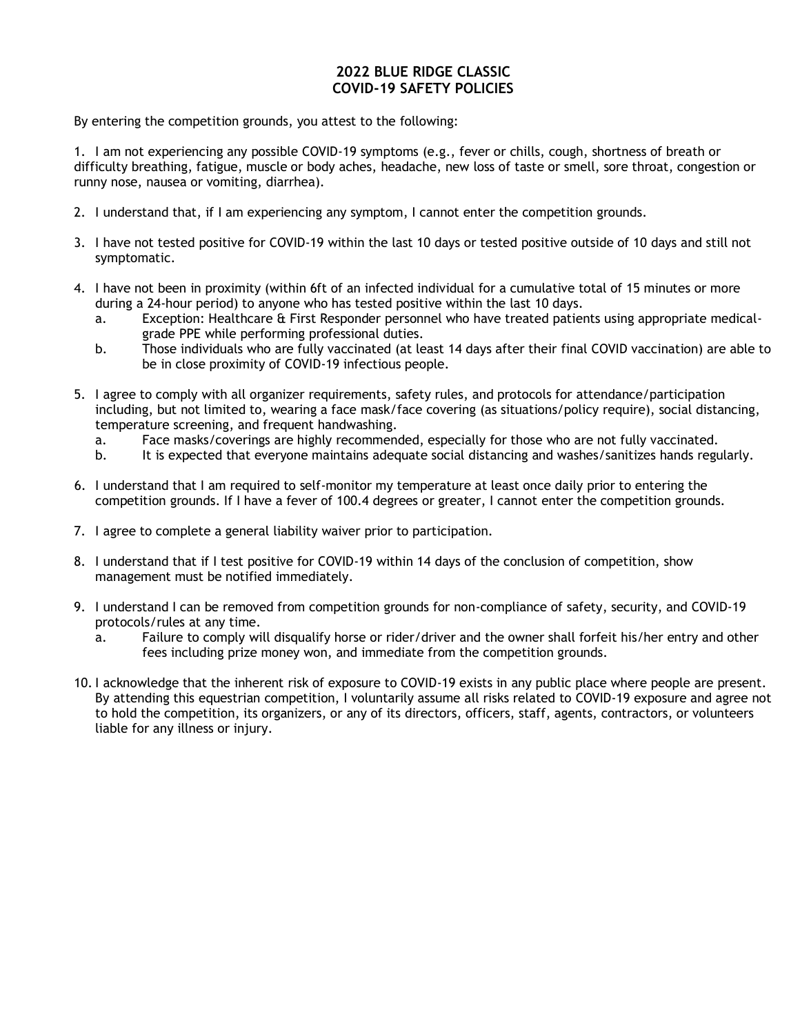# 2022 BLUE RIDGE CLASSIC
# COVID-19 SAFETY POLICIES

By entering the competition grounds, you attest to the following:

1. I am not experiencing any possible COVID-19 symptoms (e.g., fever or chills, cough, shortness of breath or difficulty breathing, fatigue, muscle or body aches, headache, new loss of taste or smell, sore throat, congestion or runny nose, nausea or vomiting, diarrhea).

2. I understand that, if I am experiencing any symptom, I cannot enter the competition grounds.

3. I have not tested positive for COVID-19 within the last 10 days or tested positive outside of 10 days and still not symptomatic.

4. I have not been in proximity (within 6ft of an infected individual for a cumulative total of 15 minutes or more during a 24-hour period) to anyone who has tested positive within the last 10 days.
   a. Exception: Healthcare & First Responder personnel who have treated patients using appropriate medical-grade PPE while performing professional duties.
   b. Those individuals who are fully vaccinated (at least 14 days after their final COVID vaccination) are able to be in close proximity of COVID-19 infectious people.

5. I agree to comply with all organizer requirements, safety rules, and protocols for attendance/participation including, but not limited to, wearing a face mask/face covering (as situations/policy require), social distancing, temperature screening, and frequent handwashing.
   a. Face masks/coverings are highly recommended, especially for those who are not fully vaccinated.
   b. It is expected that everyone maintains adequate social distancing and washes/sanitizes hands regularly.

6. I understand that I am required to self-monitor my temperature at least once daily prior to entering the competition grounds. If I have a fever of 100.4 degrees or greater, I cannot enter the competition grounds.

7. I agree to complete a general liability waiver prior to participation.

8. I understand that if I test positive for COVID-19 within 14 days of the conclusion of competition, show management must be notified immediately.

9. I understand I can be removed from competition grounds for non-compliance of safety, security, and COVID-19 protocols/rules at any time.
   a. Failure to comply will disqualify horse or rider/driver and the owner shall forfeit his/her entry and other fees including prize money won, and immediate from the competition grounds.

10. I acknowledge that the inherent risk of exposure to COVID-19 exists in any public place where people are present. By attending this equestrian competition, I voluntarily assume all risks related to COVID-19 exposure and agree not to hold the competition, its organizers, or any of its directors, officers, staff, agents, contractors, or volunteers liable for any illness or injury.